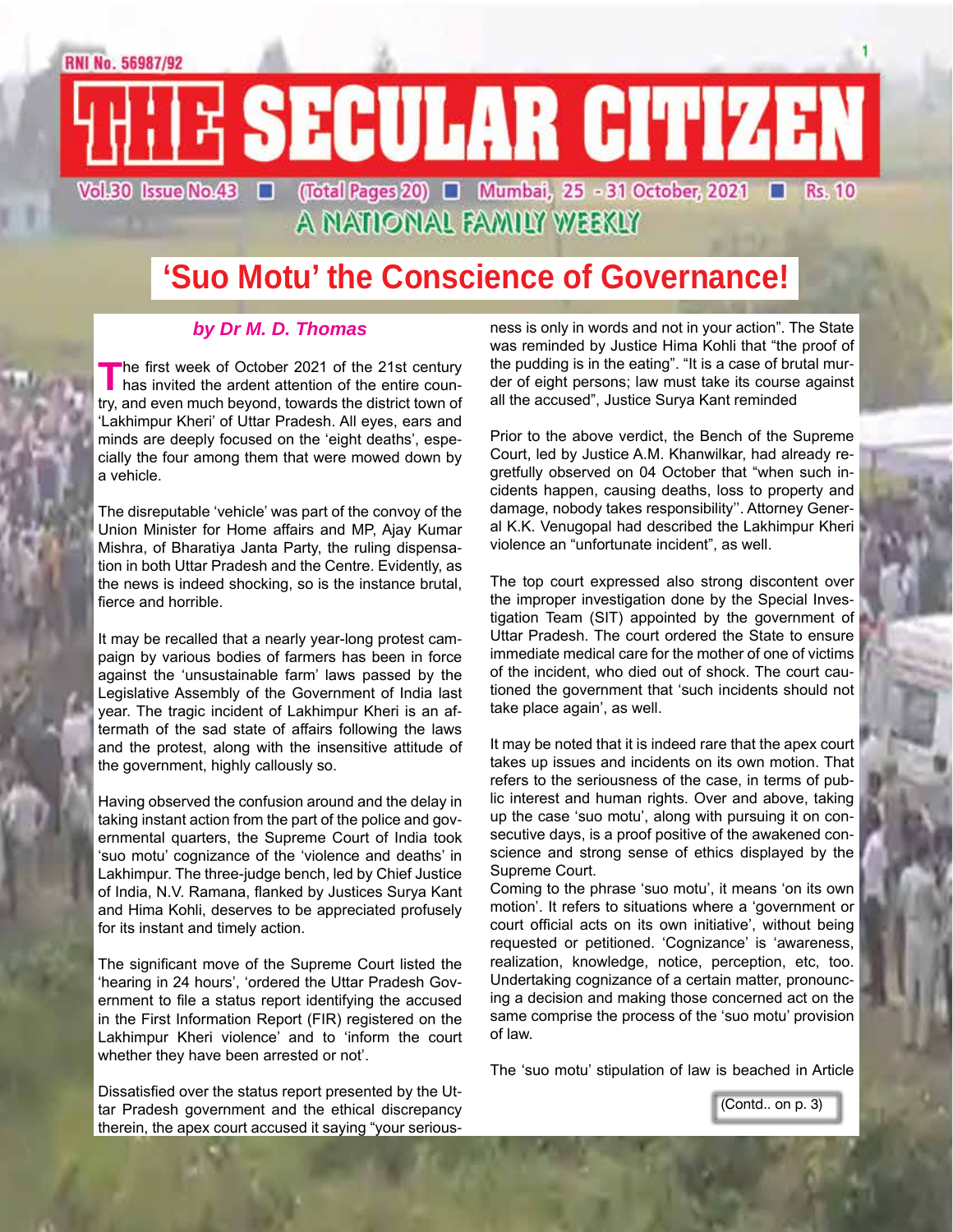RNI No. 56987/92

# THE SECULAR CITIZEN

Vol.30 Issue No.43 ■ (Total Pages 20) ■ Mumbai, 25 - 31 October, 2021 ■ Rs. 10

A NATIONAL FAMILY WEEKLY

## 'Suo Motu' the Conscience of Governance!

***by Dr M. D. Thomas***

The first week of October 2021 of the 21st century has invited the ardent attention of the entire country, and even much beyond, towards the district town of 'Lakhimpur Kheri' of Uttar Pradesh. All eyes, ears and minds are deeply focused on the 'eight deaths', especially the four among them that were mowed down by a vehicle.

The disreputable 'vehicle' was part of the convoy of the Union Minister for Home affairs and MP, Ajay Kumar Mishra, of Bharatiya Janta Party, the ruling dispensation in both Uttar Pradesh and the Centre. Evidently, as the news is indeed shocking, so is the instance brutal, fierce and horrible.

It may be recalled that a nearly year-long protest campaign by various bodies of farmers has been in force against the 'unsustainable farm' laws passed by the Legislative Assembly of the Government of India last year. The tragic incident of Lakhimpur Kheri is an aftermath of the sad state of affairs following the laws and the protest, along with the insensitive attitude of the government, highly callously so.

Having observed the confusion around and the delay in taking instant action from the part of the police and governmental quarters, the Supreme Court of India took 'suo motu' cognizance of the 'violence and deaths' in Lakhimpur. The three-judge bench, led by Chief Justice of India, N.V. Ramana, flanked by Justices Surya Kant and Hima Kohli, deserves to be appreciated profusely for its instant and timely action.

The significant move of the Supreme Court listed the 'hearing in 24 hours', 'ordered the Uttar Pradesh Government to file a status report identifying the accused in the First Information Report (FIR) registered on the Lakhimpur Kheri violence' and to 'inform the court whether they have been arrested or not'.

Dissatisfied over the status report presented by the Uttar Pradesh government and the ethical discrepancy therein, the apex court accused it saying "your seriousness is only in words and not in your action". The State was reminded by Justice Hima Kohli that "the proof of the pudding is in the eating". "It is a case of brutal murder of eight persons; law must take its course against all the accused", Justice Surya Kant reminded

Prior to the above verdict, the Bench of the Supreme Court, led by Justice A.M. Khanwilkar, had already regretfully observed on 04 October that "when such incidents happen, causing deaths, loss to property and damage, nobody takes responsibility''. Attorney General K.K. Venugopal had described the Lakhimpur Kheri violence an "unfortunate incident", as well.

The top court expressed also strong discontent over the improper investigation done by the Special Investigation Team (SIT) appointed by the government of Uttar Pradesh. The court ordered the State to ensure immediate medical care for the mother of one of victims of the incident, who died out of shock. The court cautioned the government that 'such incidents should not take place again', as well.

It may be noted that it is indeed rare that the apex court takes up issues and incidents on its own motion. That refers to the seriousness of the case, in terms of public interest and human rights. Over and above, taking up the case 'suo motu', along with pursuing it on consecutive days, is a proof positive of the awakened conscience and strong sense of ethics displayed by the Supreme Court.

Coming to the phrase 'suo motu', it means 'on its own motion'. It refers to situations where a 'government or court official acts on its own initiative', without being requested or petitioned. 'Cognizance' is 'awareness, realization, knowledge, notice, perception, etc, too. Undertaking cognizance of a certain matter, pronouncing a decision and making those concerned act on the same comprise the process of the 'suo motu' provision of law.

The 'suo motu' stipulation of law is beached in Article

(Contd.. on p. 3)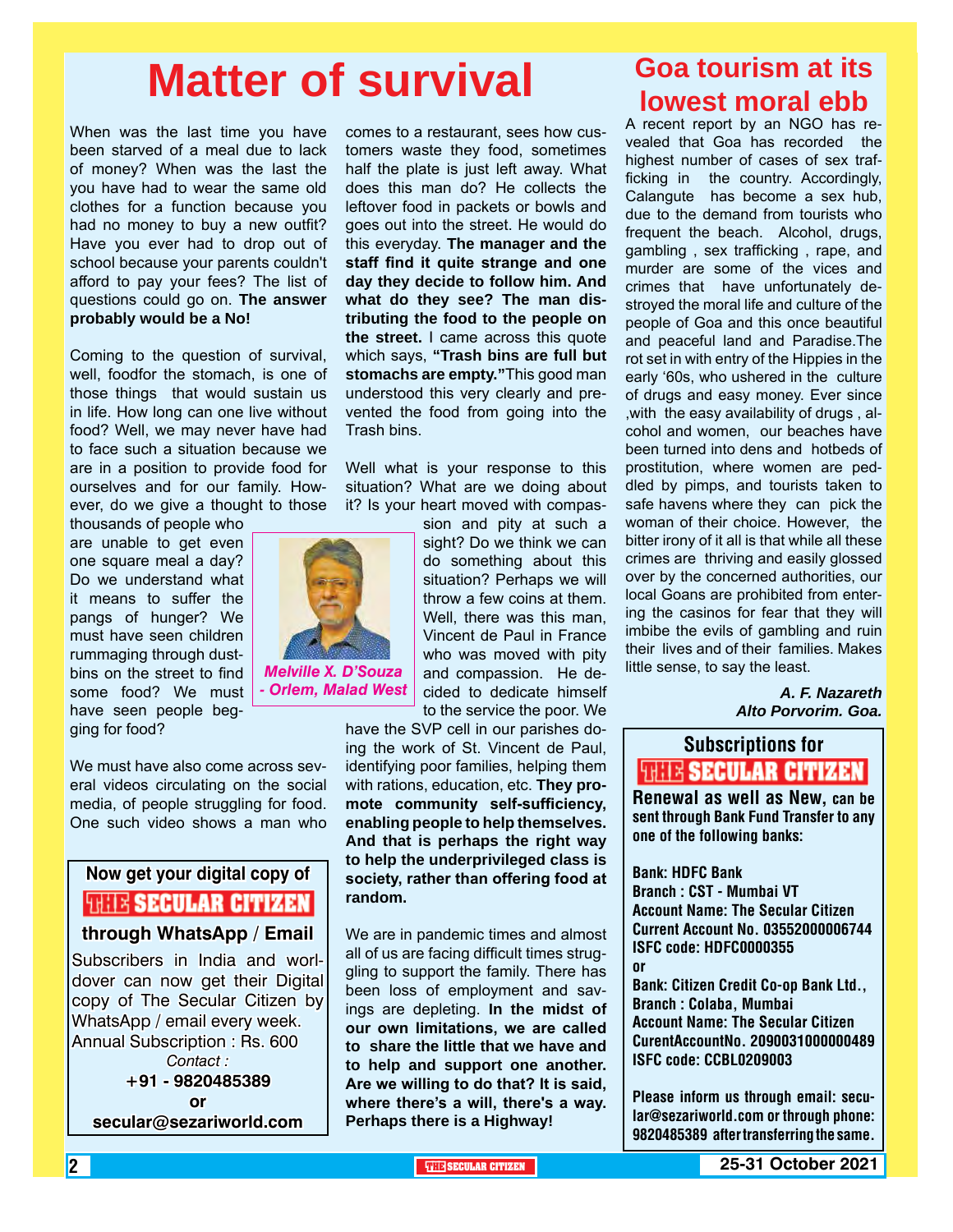# Matter of survival

When was the last time you have been starved of a meal due to lack of money? When was the last the you have had to wear the same old clothes for a function because you had no money to buy a new outfit? Have you ever had to drop out of school because your parents couldn't afford to pay your fees? The list of questions could go on. **The answer probably would be a No!**

Coming to the question of survival, well, foodfor the stomach, is one of those things that would sustain us in life. How long can one live without food? Well, we may never have had to face such a situation because we are in a position to provide food for ourselves and for our family. However, do we give a thought to those thousands of people who are unable to get even one square meal a day? Do we understand what it means to suffer the pangs of hunger? We must have seen children rummaging through dustbins on the street to find some food? We must have seen people begging for food?

We must have also come across several videos circulating on the social media, of people struggling for food. One such video shows a man who comes to a restaurant, sees how customers waste they food, sometimes half the plate is just left away. What does this man do? He collects the leftover food in packets or bowls and goes out into the street. He would do this everyday. **The manager and the staff find it quite strange and one day they decide to follow him. And what do they see? The man distributing the food to the people on the street.** I came across this quote which says, **"Trash bins are full but stomachs are empty."** This good man understood this very clearly and prevented the food from going into the Trash bins.

Well what is your response to this situation? What are we doing about it? Is your heart moved with compassion and pity at such a sight? Do we think we can do something about this situation? Perhaps we will throw a few coins at them. Well, there was this man, Vincent de Paul in France who was moved with pity and compassion. He decided to dedicate himself to the service the poor. We have the SVP cell in our parishes doing the work of St. Vincent de Paul, identifying poor families, helping them with rations, education, etc. **They promote community self-sufficiency, enabling people to help themselves. And that is perhaps the right way to help the underprivileged class is society, rather than offering food at random.**

We are in pandemic times and almost all of us are facing difficult times struggling to support the family. There has been loss of employment and savings are depleting. **In the midst of our own limitations, we are called to share the little that we have and to help and support one another. Are we willing to do that? It is said, where there's a will, there's a way. Perhaps there is a Highway!**

*Melville X. D'Souza - Orlem, Malad West*

**Now get your digital copy of THE SECULAR CITIZEN through WhatsApp / Email**

Subscribers in India and worldover can now get their Digital copy of The Secular Citizen by WhatsApp / email every week.
Annual Subscription : Rs. 600

*Contact :*
**+91 - 9820485389**
**or**
**secular@sezariworld.com**

# Goa tourism at its lowest moral ebb

A recent report by an NGO has revealed that Goa has recorded the highest number of cases of sex trafficking in the country. Accordingly, Calangute has become a sex hub, due to the demand from tourists who frequent the beach. Alcohol, drugs, gambling , sex trafficking , rape, and murder are some of the vices and crimes that have unfortunately destroyed the moral life and culture of the people of Goa and this once beautiful and peaceful land and Paradise.The rot set in with entry of the Hippies in the early '60s, who ushered in the culture of drugs and easy money. Ever since ,with the easy availability of drugs , alcohol and women, our beaches have been turned into dens and hotbeds of prostitution, where women are peddled by pimps, and tourists taken to safe havens where they can pick the woman of their choice. However, the bitter irony of it all is that while all these crimes are thriving and easily glossed over by the concerned authorities, our local Goans are prohibited from entering the casinos for fear that they will imbibe the evils of gambling and ruin their lives and of their families. Makes little sense, to say the least.

***A. F. Nazareth***
***Alto Porvorim. Goa.***

**Subscriptions for THE SECULAR CITIZEN**

**Renewal as well as New, can be sent through Bank Fund Transfer to any one of the following banks:**

**Bank: HDFC Bank**
**Branch : CST - Mumbai VT**
**Account Name: The Secular Citizen**
**Current Account No. 03552000006744**
**ISFC code: HDFC0000355**
**or**
**Bank: Citizen Credit Co-op Bank Ltd.,**
**Branch : Colaba, Mumbai**
**Account Name: The Secular Citizen**
**CurentAccountNo. 2090031000000489**
**ISFC code: CCBL0209003**

**Please inform us through email: secular@sezariworld.com or through phone: 9820485389 after transferring the same.**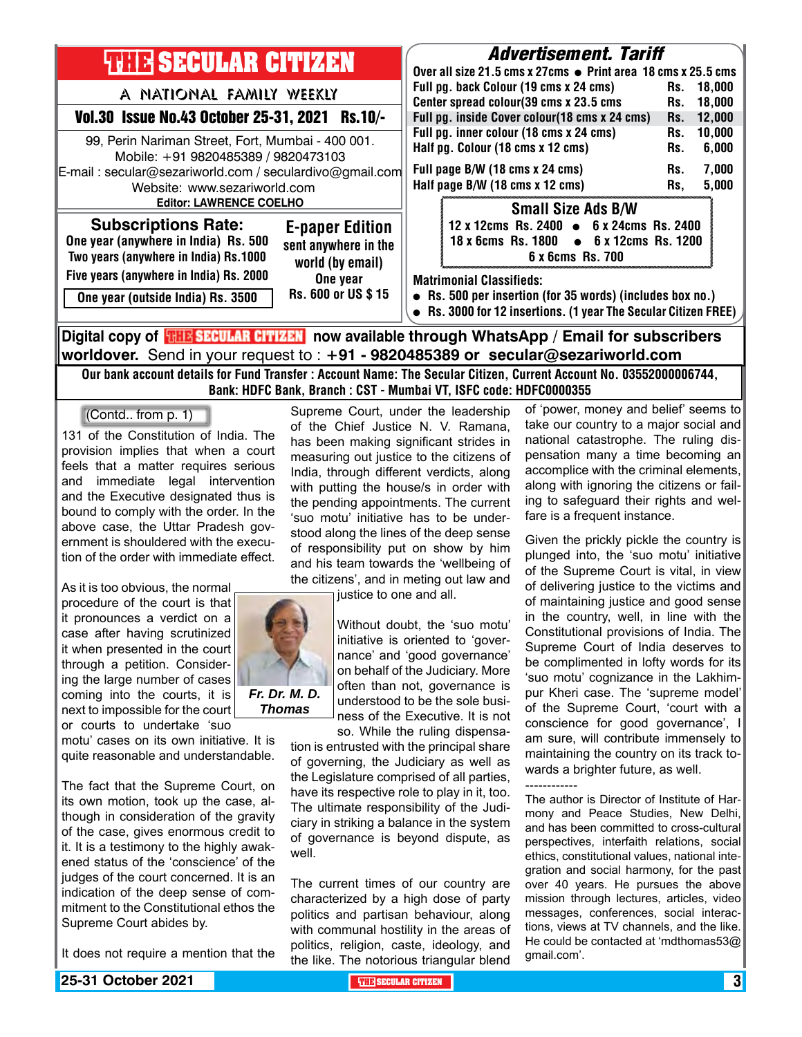# THE SECULAR CITIZEN

A NATIONAL FAMILY WEEKLY

**Vol.30 Issue No.43 October 25-31, 2021 Rs.10/-**

99, Perin Nariman Street, Fort, Mumbai - 400 001.
Mobile: +91 9820485389 / 9820473103
E-mail : secular@sezariworld.com / seculardivo@gmail.com
Website: www.sezariworld.com
**Editor: LAWRENCE COELHO**

## Subscriptions Rate:

One year (anywhere in India) Rs. 500
Two years (anywhere in India) Rs.1000
Five years (anywhere in India) Rs. 2000
One year (outside India) Rs. 3500

## E-paper Edition

sent anywhere in the world (by email)
One year
Rs. 600 or US $ 15

## Advertisement. Tariff

Over all size 21.5 cms x 27cms ● Print area 18 cms x 25.5 cms

| | |
|---|---|
| Full pg. back Colour (19 cms x 24 cms) | Rs. 18,000 |
| Center spread colour(39 cms x 23.5 cms | Rs. 18,000 |
| Full pg. inside Cover colour(18 cms x 24 cms) | Rs. 12,000 |
| Full pg. inner colour (18 cms x 24 cms) | Rs. 10,000 |
| Half pg. Colour (18 cms x 12 cms) | Rs. 6,000 |
| Full page B/W (18 cms x 24 cms) | Rs. 7,000 |
| Half page B/W (18 cms x 12 cms) | Rs, 5,000 |

### Small Size Ads B/W

12 x 12cms Rs. 2400 ● 6 x 24cms Rs. 2400
18 x 6cms Rs. 1800 ● 6 x 12cms Rs. 1200
6 x 6cms Rs. 700

**Matrimonial Classifieds:**

- Rs. 500 per insertion (for 35 words) (includes box no.)
- Rs. 3000 for 12 insertions. (1 year The Secular Citizen FREE)

**Digital copy of THE SECULAR CITIZEN now available through WhatsApp / Email for subscribers worldover.** Send in your request to : **+91 - 9820485389 or secular@sezariworld.com**

**Our bank account details for Fund Transfer : Account Name: The Secular Citizen, Current Account No. 03552000006744, Bank: HDFC Bank, Branch : CST - Mumbai VT, ISFC code: HDFC0000355**

---

(Contd.. from p. 1)

131 of the Constitution of India. The provision implies that when a court feels that a matter requires serious and immediate legal intervention and the Executive designated thus is bound to comply with the order. In the above case, the Uttar Pradesh government is shouldered with the execution of the order with immediate effect.

As it is too obvious, the normal procedure of the court is that it pronounces a verdict on a case after having scrutinized it when presented in the court through a petition. Considering the large number of cases coming into the courts, it is next to impossible for the court or courts to undertake 'suo motu' cases on its own initiative. It is quite reasonable and understandable.

*Fr. Dr. M. D. Thomas*

The fact that the Supreme Court, on its own motion, took up the case, although in consideration of the gravity of the case, gives enormous credit to it. It is a testimony to the highly awakened status of the 'conscience' of the judges of the court concerned. It is an indication of the deep sense of commitment to the Constitutional ethos the Supreme Court abides by.

It does not require a mention that the Supreme Court, under the leadership of the Chief Justice N. V. Ramana, has been making significant strides in measuring out justice to the citizens of India, through different verdicts, along with putting the house/s in order with the pending appointments. The current 'suo motu' initiative has to be understood along the lines of the deep sense of responsibility put on show by him and his team towards the 'wellbeing of the citizens', and in meting out law and justice to one and all.

Without doubt, the 'suo motu' initiative is oriented to 'governance' and 'good governance' on behalf of the Judiciary. More often than not, governance is understood to be the sole business of the Executive. It is not so. While the ruling dispensation is entrusted with the principal share of governing, the Judiciary as well as the Legislature comprised of all parties, have its respective role to play in it, too. The ultimate responsibility of the Judiciary in striking a balance in the system of governance is beyond dispute, as well.

The current times of our country are characterized by a high dose of party politics and partisan behaviour, along with communal hostility in the areas of politics, religion, caste, ideology, and the like. The notorious triangular blend of 'power, money and belief' seems to take our country to a major social and national catastrophe. The ruling dispensation many a time becoming an accomplice with the criminal elements, along with ignoring the citizens or failing to safeguard their rights and welfare is a frequent instance.

Given the prickly pickle the country is plunged into, the 'suo motu' initiative of the Supreme Court is vital, in view of delivering justice to the victims and of maintaining justice and good sense in the country, well, in line with the Constitutional provisions of India. The Supreme Court of India deserves to be complimented in lofty words for its 'suo motu' cognizance in the Lakhimpur Kheri case. The 'supreme model' of the Supreme Court, 'court with a conscience for good governance', I am sure, will contribute immensely to maintaining the country on its track towards a brighter future, as well.

------------

The author is Director of Institute of Harmony and Peace Studies, New Delhi, and has been committed to cross-cultural perspectives, interfaith relations, social ethics, constitutional values, national integration and social harmony, for the past over 40 years. He pursues the above mission through lectures, articles, video messages, conferences, social interactions, views at TV channels, and the like. He could be contacted at 'mdthomas53@gmail.com'.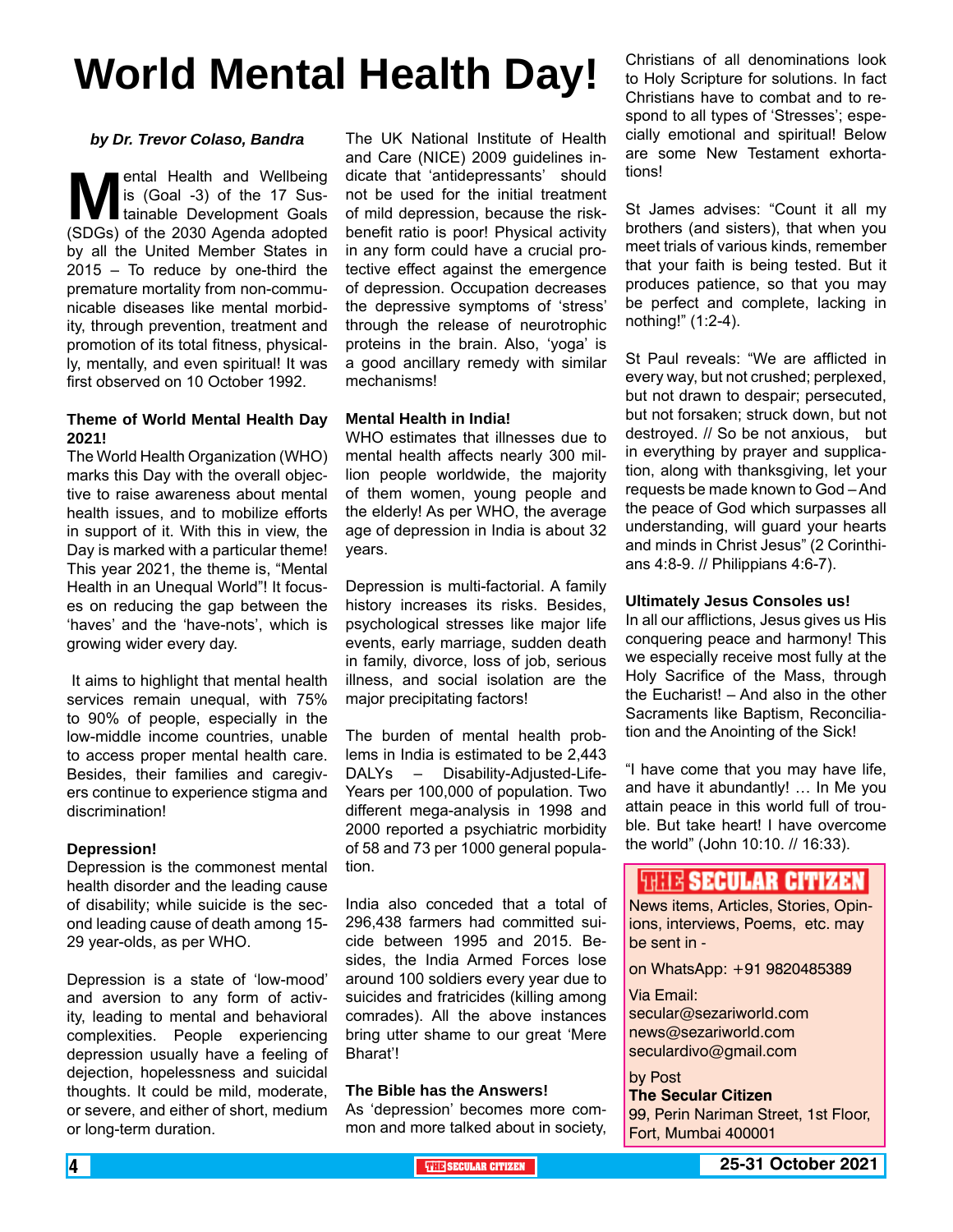# World Mental Health Day!

***by Dr. Trevor Colaso, Bandra***

Mental Health and Wellbeing is (Goal -3) of the 17 Sustainable Development Goals (SDGs) of the 2030 Agenda adopted by all the United Member States in 2015 – To reduce by one-third the premature mortality from non-communicable diseases like mental morbidity, through prevention, treatment and promotion of its total fitness, physically, mentally, and even spiritual! It was first observed on 10 October 1992.

**Theme of World Mental Health Day 2021!**

The World Health Organization (WHO) marks this Day with the overall objective to raise awareness about mental health issues, and to mobilize efforts in support of it. With this in view, the Day is marked with a particular theme! This year 2021, the theme is, "Mental Health in an Unequal World"! It focuses on reducing the gap between the 'haves' and the 'have-nots', which is growing wider every day.

It aims to highlight that mental health services remain unequal, with 75% to 90% of people, especially in the low-middle income countries, unable to access proper mental health care. Besides, their families and caregivers continue to experience stigma and discrimination!

**Depression!**

Depression is the commonest mental health disorder and the leading cause of disability; while suicide is the second leading cause of death among 15-29 year-olds, as per WHO.

Depression is a state of 'low-mood' and aversion to any form of activity, leading to mental and behavioral complexities. People experiencing depression usually have a feeling of dejection, hopelessness and suicidal thoughts. It could be mild, moderate, or severe, and either of short, medium or long-term duration.

The UK National Institute of Health and Care (NICE) 2009 guidelines indicate that 'antidepressants' should not be used for the initial treatment of mild depression, because the risk-benefit ratio is poor! Physical activity in any form could have a crucial protective effect against the emergence of depression. Occupation decreases the depressive symptoms of 'stress' through the release of neurotrophic proteins in the brain. Also, 'yoga' is a good ancillary remedy with similar mechanisms!

**Mental Health in India!**

WHO estimates that illnesses due to mental health affects nearly 300 million people worldwide, the majority of them women, young people and the elderly! As per WHO, the average age of depression in India is about 32 years.

Depression is multi-factorial. A family history increases its risks. Besides, psychological stresses like major life events, early marriage, sudden death in family, divorce, loss of job, serious illness, and social isolation are the major precipitating factors!

The burden of mental health problems in India is estimated to be 2,443 DALYs – Disability-Adjusted-Life-Years per 100,000 of population. Two different mega-analysis in 1998 and 2000 reported a psychiatric morbidity of 58 and 73 per 1000 general population.

India also conceded that a total of 296,438 farmers had committed suicide between 1995 and 2015. Besides, the India Armed Forces lose around 100 soldiers every year due to suicides and fratricides (killing among comrades). All the above instances bring utter shame to our great 'Mere Bharat'!

**The Bible has the Answers!**

As 'depression' becomes more common and more talked about in society, Christians of all denominations look to Holy Scripture for solutions. In fact Christians have to combat and to respond to all types of 'Stresses'; especially emotional and spiritual! Below are some New Testament exhortations!

St James advises: "Count it all my brothers (and sisters), that when you meet trials of various kinds, remember that your faith is being tested. But it produces patience, so that you may be perfect and complete, lacking in nothing!" (1:2-4).

St Paul reveals: "We are afflicted in every way, but not crushed; perplexed, but not drawn to despair; persecuted, but not forsaken; struck down, but not destroyed. // So be not anxious, but in everything by prayer and supplication, along with thanksgiving, let your requests be made known to God – And the peace of God which surpasses all understanding, will guard your hearts and minds in Christ Jesus" (2 Corinthians 4:8-9. // Philippians 4:6-7).

**Ultimately Jesus Consoles us!**

In all our afflictions, Jesus gives us His conquering peace and harmony! This we especially receive most fully at the Holy Sacrifice of the Mass, through the Eucharist! – And also in the other Sacraments like Baptism, Reconciliation and the Anointing of the Sick!

"I have come that you may have life, and have it abundantly! … In Me you attain peace in this world full of trouble. But take heart! I have overcome the world" (John 10:10. // 16:33).

**THE SECULAR CITIZEN**

News items, Articles, Stories, Opinions, interviews, Poems, etc. may be sent in -

on WhatsApp: +91 9820485389

Via Email:
secular@sezariworld.com
news@sezariworld.com
seculardivo@gmail.com

by Post
**The Secular Citizen**
99, Perin Nariman Street, 1st Floor,
Fort, Mumbai 400001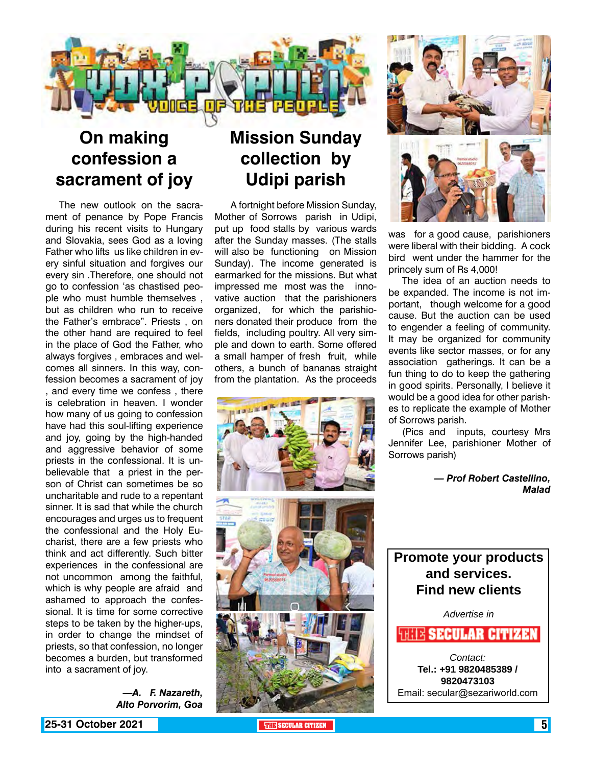# VOX POPULI — VOICE OF THE PEOPLE

## On making confession a sacrament of joy

The new outlook on the sacrament of penance by Pope Francis during his recent visits to Hungary and Slovakia, sees God as a loving Father who lifts us like children in every sinful situation and forgives our every sin .Therefore, one should not go to confession 'as chastised people who must humble themselves , but as children who run to receive the Father's embrace". Priests , on the other hand are required to feel in the place of God the Father, who always forgives , embraces and welcomes all sinners. In this way, confession becomes a sacrament of joy , and every time we confess , there is celebration in heaven. I wonder how many of us going to confession have had this soul-lifting experience and joy, going by the high-handed and aggressive behavior of some priests in the confessional. It is unbelievable that a priest in the person of Christ can sometimes be so uncharitable and rude to a repentant sinner. It is sad that while the church encourages and urges us to frequent the confessional and the Holy Eucharist, there are a few priests who think and act differently. Such bitter experiences in the confessional are not uncommon among the faithful, which is why people are afraid and ashamed to approach the confessional. It is time for some corrective steps to be taken by the higher-ups, in order to change the mindset of priests, so that confession no longer becomes a burden, but transformed into a sacrament of joy.

***—A. F. Nazareth, Alto Porvorim, Goa***

## Mission Sunday collection by Udipi parish

A fortnight before Mission Sunday, Mother of Sorrows parish in Udipi, put up food stalls by various wards after the Sunday masses. (The stalls will also be functioning on Mission Sunday). The income generated is earmarked for the missions. But what impressed me most was the innovative auction that the parishioners organized, for which the parishioners donated their produce from the fields, including poultry. All very simple and down to earth. Some offered a small hamper of fresh fruit, while others, a bunch of bananas straight from the plantation. As the proceeds was for a good cause, parishioners were liberal with their bidding. A cock bird went under the hammer for the princely sum of Rs 4,000!

The idea of an auction needs to be expanded. The income is not important, though welcome for a good cause. But the auction can be used to engender a feeling of community. It may be organized for community events like sector masses, or for any association gatherings. It can be a fun thing to do to keep the gathering in good spirits. Personally, I believe it would be a good idea for other parishes to replicate the example of Mother of Sorrows parish.

(Pics and inputs, courtesy Mrs Jennifer Lee, parishioner Mother of Sorrows parish)

***— Prof Robert Castellino, Malad***

---

**Promote your products and services. Find new clients**

*Advertise in*

**THE SECULAR CITIZEN**

*Contact:*
**Tel.: +91 9820485389 / 9820473103**
Email: secular@sezariworld.com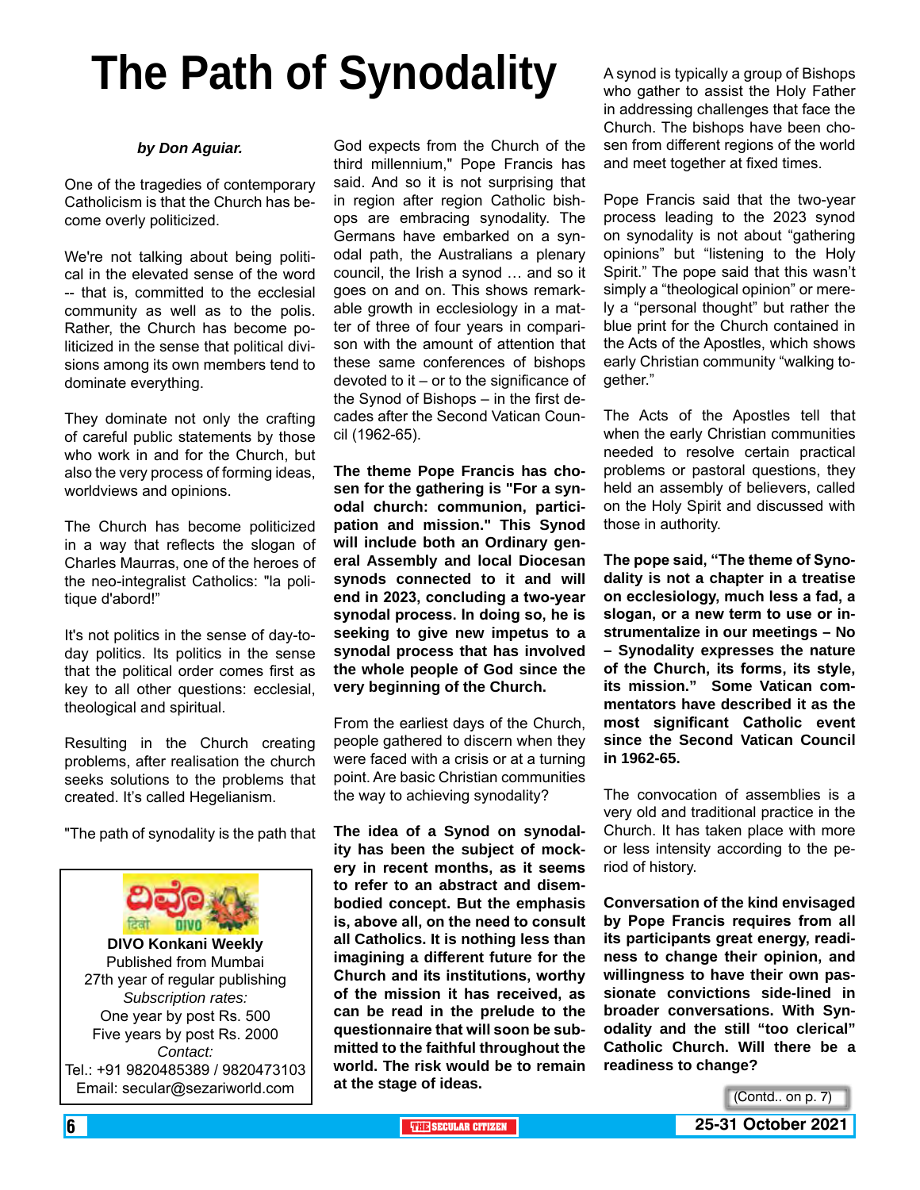# The Path of Synodality

***by Don Aguiar.***

One of the tragedies of contemporary Catholicism is that the Church has become overly politicized.

We're not talking about being political in the elevated sense of the word -- that is, committed to the ecclesial community as well as to the polis. Rather, the Church has become politicized in the sense that political divisions among its own members tend to dominate everything.

They dominate not only the crafting of careful public statements by those who work in and for the Church, but also the very process of forming ideas, worldviews and opinions.

The Church has become politicized in a way that reflects the slogan of Charles Maurras, one of the heroes of the neo-integralist Catholics: "la politique d'abord!"

It's not politics in the sense of day-to-day politics. Its politics in the sense that the political order comes first as key to all other questions: ecclesial, theological and spiritual.

Resulting in the Church creating problems, after realisation the church seeks solutions to the problems that created. It's called Hegelianism.

"The path of synodality is the path that God expects from the Church of the third millennium," Pope Francis has said. And so it is not surprising that in region after region Catholic bishops are embracing synodality. The Germans have embarked on a synodal path, the Australians a plenary council, the Irish a synod … and so it goes on and on. This shows remarkable growth in ecclesiology in a matter of three of four years in comparison with the amount of attention that these same conferences of bishops devoted to it – or to the significance of the Synod of Bishops – in the first decades after the Second Vatican Council (1962-65).

**The theme Pope Francis has chosen for the gathering is "For a synodal church: communion, participation and mission." This Synod will include both an Ordinary general Assembly and local Diocesan synods connected to it and will end in 2023, concluding a two-year synodal process. In doing so, he is seeking to give new impetus to a synodal process that has involved the whole people of God since the very beginning of the Church.**

From the earliest days of the Church, people gathered to discern when they were faced with a crisis or at a turning point. Are basic Christian communities the way to achieving synodality?

**The idea of a Synod on synodality has been the subject of mockery in recent months, as it seems to refer to an abstract and disembodied concept. But the emphasis is, above all, on the need to consult all Catholics. It is nothing less than imagining a different future for the Church and its institutions, worthy of the mission it has received, as can be read in the prelude to the questionnaire that will soon be submitted to the faithful throughout the world. The risk would be to remain at the stage of ideas.**

A synod is typically a group of Bishops who gather to assist the Holy Father in addressing challenges that face the Church. The bishops have been chosen from different regions of the world and meet together at fixed times.

Pope Francis said that the two-year process leading to the 2023 synod on synodality is not about "gathering opinions" but "listening to the Holy Spirit." The pope said that this wasn't simply a "theological opinion" or merely a "personal thought" but rather the blue print for the Church contained in the Acts of the Apostles, which shows early Christian community "walking together."

The Acts of the Apostles tell that when the early Christian communities needed to resolve certain practical problems or pastoral questions, they held an assembly of believers, called on the Holy Spirit and discussed with those in authority.

**The pope said, "The theme of Synodality is not a chapter in a treatise on ecclesiology, much less a fad, a slogan, or a new term to use or instrumentalize in our meetings – No – Synodality expresses the nature of the Church, its forms, its style, its mission." Some Vatican commentators have described it as the most significant Catholic event since the Second Vatican Council in 1962-65.**

The convocation of assemblies is a very old and traditional practice in the Church. It has taken place with more or less intensity according to the period of history.

**Conversation of the kind envisaged by Pope Francis requires from all its participants great energy, readiness to change their opinion, and willingness to have their own passionate convictions side-lined in broader conversations. With Synodality and the still "too clerical" Catholic Church. Will there be a readiness to change?**

(Contd.. on p. 7)

---

**DIVO Konkani Weekly**
Published from Mumbai
27th year of regular publishing
*Subscription rates:*
One year by post Rs. 500
Five years by post Rs. 2000
*Contact:*
Tel.: +91 9820485389 / 9820473103
Email: secular@sezariworld.com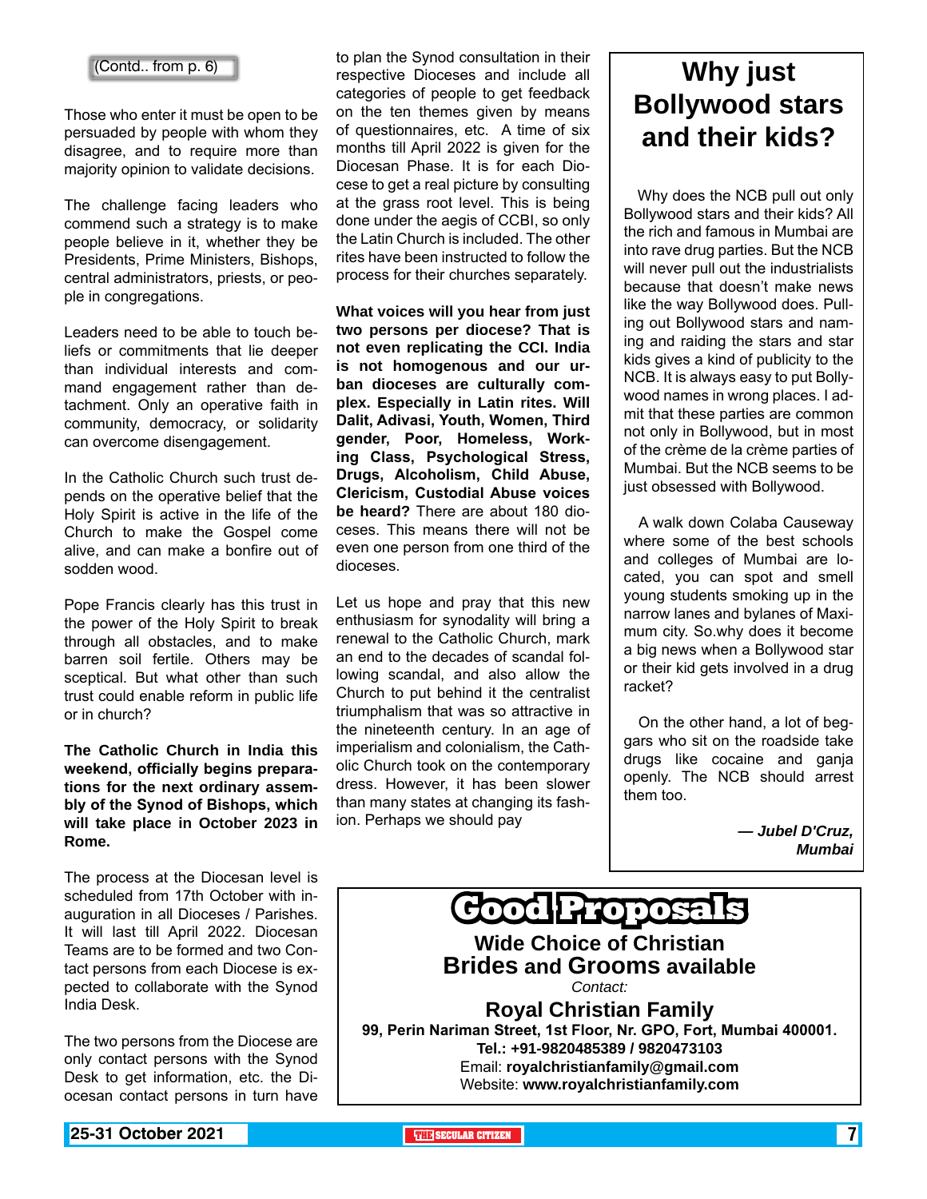(Contd.. from p. 6)

Those who enter it must be open to be persuaded by people with whom they disagree, and to require more than majority opinion to validate decisions.

The challenge facing leaders who commend such a strategy is to make people believe in it, whether they be Presidents, Prime Ministers, Bishops, central administrators, priests, or people in congregations.

Leaders need to be able to touch beliefs or commitments that lie deeper than individual interests and command engagement rather than detachment. Only an operative faith in community, democracy, or solidarity can overcome disengagement.

In the Catholic Church such trust depends on the operative belief that the Holy Spirit is active in the life of the Church to make the Gospel come alive, and can make a bonfire out of sodden wood.

Pope Francis clearly has this trust in the power of the Holy Spirit to break through all obstacles, and to make barren soil fertile. Others may be sceptical. But what other than such trust could enable reform in public life or in church?

**The Catholic Church in India this weekend, officially begins preparations for the next ordinary assembly of the Synod of Bishops, which will take place in October 2023 in Rome.**

The process at the Diocesan level is scheduled from 17th October with inauguration in all Dioceses / Parishes. It will last till April 2022. Diocesan Teams are to be formed and two Contact persons from each Diocese is expected to collaborate with the Synod India Desk.

The two persons from the Diocese are only contact persons with the Synod Desk to get information, etc. the Diocesan contact persons in turn have to plan the Synod consultation in their respective Dioceses and include all categories of people to get feedback on the ten themes given by means of questionnaires, etc. A time of six months till April 2022 is given for the Diocesan Phase. It is for each Diocese to get a real picture by consulting at the grass root level. This is being done under the aegis of CCBI, so only the Latin Church is included. The other rites have been instructed to follow the process for their churches separately.

**What voices will you hear from just two persons per diocese? That is not even replicating the CCI. India is not homogenous and our urban dioceses are culturally complex. Especially in Latin rites. Will Dalit, Adivasi, Youth, Women, Third gender, Poor, Homeless, Working Class, Psychological Stress, Drugs, Alcoholism, Child Abuse, Clericism, Custodial Abuse voices be heard?** There are about 180 dioceses. This means there will not be even one person from one third of the dioceses.

Let us hope and pray that this new enthusiasm for synodality will bring a renewal to the Catholic Church, mark an end to the decades of scandal following scandal, and also allow the Church to put behind it the centralist triumphalism that was so attractive in the nineteenth century. In an age of imperialism and colonialism, the Catholic Church took on the contemporary dress. However, it has been slower than many states at changing its fashion. Perhaps we should pay

## Why just Bollywood stars and their kids?

Why does the NCB pull out only Bollywood stars and their kids? All the rich and famous in Mumbai are into rave drug parties. But the NCB will never pull out the industrialists because that doesn't make news like the way Bollywood does. Pulling out Bollywood stars and naming and raiding the stars and star kids gives a kind of publicity to the NCB. It is always easy to put Bollywood names in wrong places. I admit that these parties are common not only in Bollywood, but in most of the crème de la crème parties of Mumbai. But the NCB seems to be just obsessed with Bollywood.

A walk down Colaba Causeway where some of the best schools and colleges of Mumbai are located, you can spot and smell young students smoking up in the narrow lanes and bylanes of Maximum city. So.why does it become a big news when a Bollywood star or their kid gets involved in a drug racket?

On the other hand, a lot of beggars who sit on the roadside take drugs like cocaine and ganja openly. The NCB should arrest them too.

***— Jubel D'Cruz, Mumbai***

## Good Proposals

**Wide Choice of Christian Brides and Grooms available**

*Contact:*

**Royal Christian Family**

**99, Perin Nariman Street, 1st Floor, Nr. GPO, Fort, Mumbai 400001.**

**Tel.: +91-9820485389 / 9820473103**

Email: **royalchristianfamily@gmail.com**

Website: **www.royalchristianfamily.com**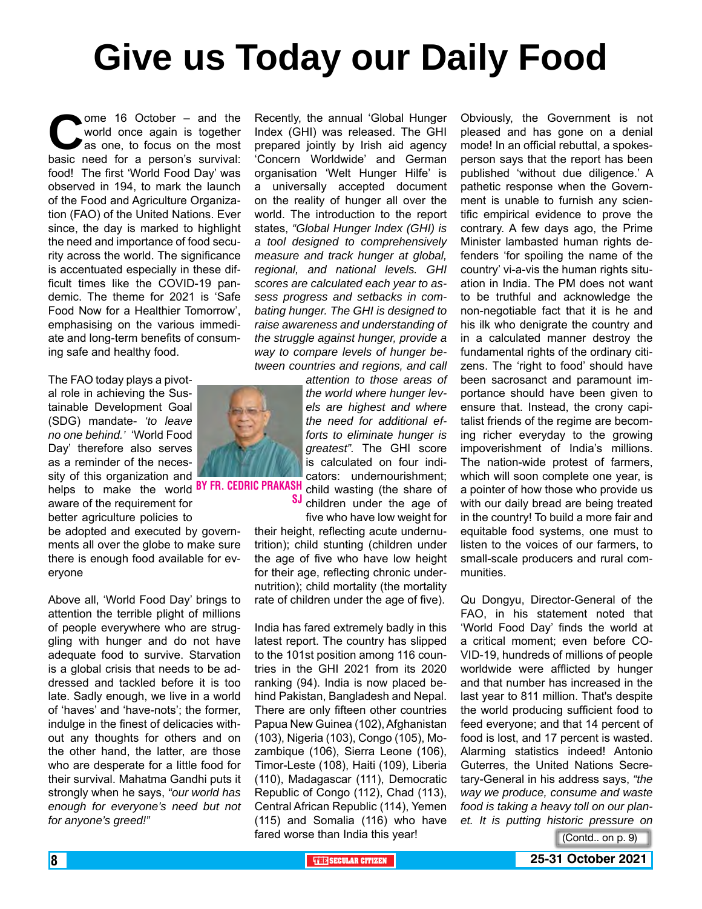# Give us Today our Daily Food

**BY FR. CEDRIC PRAKASH SJ**

Come 16 October – and the world once again is together as one, to focus on the most basic need for a person's survival: food! The first 'World Food Day' was observed in 194, to mark the launch of the Food and Agriculture Organization (FAO) of the United Nations. Ever since, the day is marked to highlight the need and importance of food security across the world. The significance is accentuated especially in these difficult times like the COVID-19 pandemic. The theme for 2021 is 'Safe Food Now for a Healthier Tomorrow', emphasising on the various immediate and long-term benefits of consuming safe and healthy food.

The FAO today plays a pivotal role in achieving the Sustainable Development Goal (SDG) mandate- *'to leave no one behind.'* 'World Food Day' therefore also serves as a reminder of the necessity of this organization and helps to make the world aware of the requirement for better agriculture policies to be adopted and executed by governments all over the globe to make sure there is enough food available for everyone

Above all, 'World Food Day' brings to attention the terrible plight of millions of people everywhere who are struggling with hunger and do not have adequate food to survive. Starvation is a global crisis that needs to be addressed and tackled before it is too late. Sadly enough, we live in a world of 'haves' and 'have-nots'; the former, indulge in the finest of delicacies without any thoughts for others and on the other hand, the latter, are those who are desperate for a little food for their survival. Mahatma Gandhi puts it strongly when he says, *"our world has enough for everyone's need but not for anyone's greed!"*

Recently, the annual 'Global Hunger Index (GHI) was released. The GHI prepared jointly by Irish aid agency 'Concern Worldwide' and German organisation 'Welt Hunger Hilfe' is a universally accepted document on the reality of hunger all over the world. The introduction to the report states, *"Global Hunger Index (GHI) is a tool designed to comprehensively measure and track hunger at global, regional, and national levels. GHI scores are calculated each year to assess progress and setbacks in combating hunger. The GHI is designed to raise awareness and understanding of the struggle against hunger, provide a way to compare levels of hunger between countries and regions, and call attention to those areas of the world where hunger levels are highest and where the need for additional efforts to eliminate hunger is greatest".* The GHI score is calculated on four indicators: undernourishment; child wasting (the share of children under the age of five who have low weight for their height, reflecting acute undernutrition); child stunting (children under the age of five who have low height for their age, reflecting chronic undernutrition); child mortality (the mortality rate of children under the age of five).

India has fared extremely badly in this latest report. The country has slipped to the 101st position among 116 countries in the GHI 2021 from its 2020 ranking (94). India is now placed behind Pakistan, Bangladesh and Nepal. There are only fifteen other countries Papua New Guinea (102), Afghanistan (103), Nigeria (103), Congo (105), Mozambique (106), Sierra Leone (106), Timor-Leste (108), Haiti (109), Liberia (110), Madagascar (111), Democratic Republic of Congo (112), Chad (113), Central African Republic (114), Yemen (115) and Somalia (116) who have fared worse than India this year!

Obviously, the Government is not pleased and has gone on a denial mode! In an official rebuttal, a spokesperson says that the report has been published 'without due diligence.' A pathetic response when the Government is unable to furnish any scientific empirical evidence to prove the contrary. A few days ago, the Prime Minister lambasted human rights defenders 'for spoiling the name of the country' vi-a-vis the human rights situation in India. The PM does not want to be truthful and acknowledge the non-negotiable fact that it is he and his ilk who denigrate the country and in a calculated manner destroy the fundamental rights of the ordinary citizens. The 'right to food' should have been sacrosanct and paramount importance should have been given to ensure that. Instead, the crony capitalist friends of the regime are becoming richer everyday to the growing impoverishment of India's millions. The nation-wide protest of farmers, which will soon complete one year, is a pointer of how those who provide us with our daily bread are being treated in the country! To build a more fair and equitable food systems, one must to listen to the voices of our farmers, to small-scale producers and rural communities.

Qu Dongyu, Director-General of the FAO, in his statement noted that 'World Food Day' finds the world at a critical moment; even before COVID-19, hundreds of millions of people worldwide were afflicted by hunger and that number has increased in the last year to 811 million. That's despite the world producing sufficient food to feed everyone; and that 14 percent of food is lost, and 17 percent is wasted. Alarming statistics indeed! Antonio Guterres, the United Nations Secretary-General in his address says, *"the way we produce, consume and waste food is taking a heavy toll on our planet. It is putting historic pressure on*

(Contd.. on p. 9)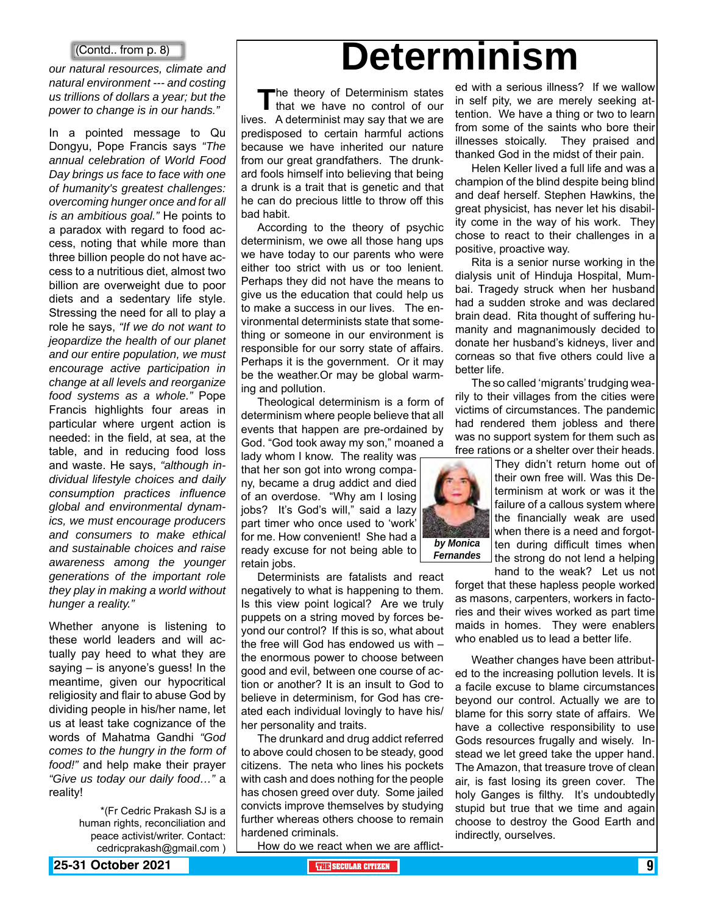(Contd.. from p. 8)

*our natural resources, climate and natural environment --- and costing us trillions of dollars a year; but the power to change is in our hands."*

In a pointed message to Qu Dongyu, Pope Francis says *"The annual celebration of World Food Day brings us face to face with one of humanity's greatest challenges: overcoming hunger once and for all is an ambitious goal."* He points to a paradox with regard to food access, noting that while more than three billion people do not have access to a nutritious diet, almost two billion are overweight due to poor diets and a sedentary life style. Stressing the need for all to play a role he says, *"If we do not want to jeopardize the health of our planet and our entire population, we must encourage active participation in change at all levels and reorganize food systems as a whole."* Pope Francis highlights four areas in particular where urgent action is needed: in the field, at sea, at the table, and in reducing food loss and waste. He says, *"although individual lifestyle choices and daily consumption practices influence global and environmental dynamics, we must encourage producers and consumers to make ethical and sustainable choices and raise awareness among the younger generations of the important role they play in making a world without hunger a reality."*

Whether anyone is listening to these world leaders and will actually pay heed to what they are saying – is anyone's guess! In the meantime, given our hypocritical religiosity and flair to abuse God by dividing people in his/her name, let us at least take cognizance of the words of Mahatma Gandhi *"God comes to the hungry in the form of food!"* and help make their prayer *"Give us today our daily food…"* a reality!

*(Fr Cedric Prakash SJ is a human rights, reconciliation and peace activist/writer. Contact: cedricprakash@gmail.com )

# Determinism

*by Monica Fernandes*

The theory of Determinism states that we have no control of our lives. A determinist may say that we are predisposed to certain harmful actions because we have inherited our nature from our great grandfathers. The drunkard fools himself into believing that being a drunk is a trait that is genetic and that he can do precious little to throw off this bad habit.

According to the theory of psychic determinism, we owe all those hang ups we have today to our parents who were either too strict with us or too lenient. Perhaps they did not have the means to give us the education that could help us to make a success in our lives. The environmental determinists state that something or someone in our environment is responsible for our sorry state of affairs. Perhaps it is the government. Or it may be the weather.Or may be global warming and pollution.

Theological determinism is a form of determinism where people believe that all events that happen are pre-ordained by God. "God took away my son," moaned a lady whom I know. The reality was that her son got into wrong company, became a drug addict and died of an overdose. "Why am I losing jobs? It's God's will," said a lazy part timer who once used to 'work' for me. How convenient! She had a ready excuse for not being able to retain jobs.

Determinists are fatalists and react negatively to what is happening to them. Is this view point logical? Are we truly puppets on a string moved by forces beyond our control? If this is so, what about the free will God has endowed us with – the enormous power to choose between good and evil, between one course of action or another? It is an insult to God to believe in determinism, for God has created each individual lovingly to have his/her personality and traits.

The drunkard and drug addict referred to above could chosen to be steady, good citizens. The neta who lines his pockets with cash and does nothing for the people has chosen greed over duty. Some jailed convicts improve themselves by studying further whereas others choose to remain hardened criminals.

How do we react when we are afflicted with a serious illness? If we wallow in self pity, we are merely seeking attention. We have a thing or two to learn from some of the saints who bore their illnesses stoically. They praised and thanked God in the midst of their pain.

Helen Keller lived a full life and was a champion of the blind despite being blind and deaf herself. Stephen Hawkins, the great physicist, has never let his disability come in the way of his work. They chose to react to their challenges in a positive, proactive way.

Rita is a senior nurse working in the dialysis unit of Hinduja Hospital, Mumbai. Tragedy struck when her husband had a sudden stroke and was declared brain dead. Rita thought of suffering humanity and magnanimously decided to donate her husband's kidneys, liver and corneas so that five others could live a better life.

The so called 'migrants' trudging wearily to their villages from the cities were victims of circumstances. The pandemic had rendered them jobless and there was no support system for them such as free rations or a shelter over their heads. They didn't return home out of their own free will. Was this Determinism at work or was it the failure of a callous system where the financially weak are used when there is a need and forgotten during difficult times when the strong do not lend a helping hand to the weak? Let us not forget that these hapless people worked as masons, carpenters, workers in factories and their wives worked as part time maids in homes. They were enablers who enabled us to lead a better life.

Weather changes have been attributed to the increasing pollution levels. It is a facile excuse to blame circumstances beyond our control. Actually we are to blame for this sorry state of affairs. We have a collective responsibility to use Gods resources frugally and wisely. Instead we let greed take the upper hand. The Amazon, that treasure trove of clean air, is fast losing its green cover. The holy Ganges is filthy. It's undoubtedly stupid but true that we time and again choose to destroy the Good Earth and indirectly, ourselves.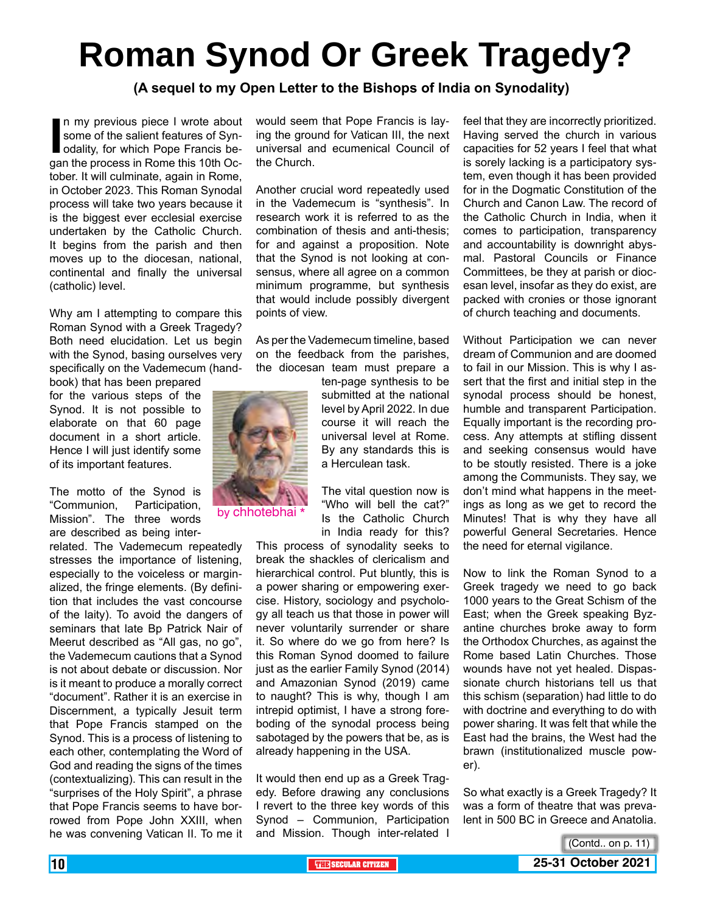# Roman Synod Or Greek Tragedy?

**(A sequel to my Open Letter to the Bishops of India on Synodality)**

In my previous piece I wrote about some of the salient features of Synodality, for which Pope Francis began the process in Rome this 10th October. It will culminate, again in Rome, in October 2023. This Roman Synodal process will take two years because it is the biggest ever ecclesial exercise undertaken by the Catholic Church. It begins from the parish and then moves up to the diocesan, national, continental and finally the universal (catholic) level.

Why am I attempting to compare this Roman Synod with a Greek Tragedy? Both need elucidation. Let us begin with the Synod, basing ourselves very specifically on the Vademecum (handbook) that has been prepared for the various steps of the Synod. It is not possible to elaborate on that 60 page document in a short article. Hence I will just identify some of its important features.

The motto of the Synod is "Communion, Participation, Mission". The three words are described as being inter-related. The Vademecum repeatedly stresses the importance of listening, especially to the voiceless or marginalized, the fringe elements. (By definition that includes the vast concourse of the laity). To avoid the dangers of seminars that late Bp Patrick Nair of Meerut described as "All gas, no go", the Vademecum cautions that a Synod is not about debate or discussion. Nor is it meant to produce a morally correct "document". Rather it is an exercise in Discernment, a typically Jesuit term that Pope Francis stamped on the Synod. This is a process of listening to each other, contemplating the Word of God and reading the signs of the times (contextualizing). This can result in the "surprises of the Holy Spirit", a phrase that Pope Francis seems to have borrowed from Pope John XXIII, when he was convening Vatican II. To me it would seem that Pope Francis is laying the ground for Vatican III, the next universal and ecumenical Council of the Church.

by chhotebhai *

Another crucial word repeatedly used in the Vademecum is "synthesis". In research work it is referred to as the combination of thesis and anti-thesis; for and against a proposition. Note that the Synod is not looking at consensus, where all agree on a common minimum programme, but synthesis that would include possibly divergent points of view.

As per the Vademecum timeline, based on the feedback from the parishes, the diocesan team must prepare a ten-page synthesis to be submitted at the national level by April 2022. In due course it will reach the universal level at Rome. By any standards this is a Herculean task.

The vital question now is "Who will bell the cat?" Is the Catholic Church in India ready for this? This process of synodality seeks to break the shackles of clericalism and hierarchical control. Put bluntly, this is a power sharing or empowering exercise. History, sociology and psychology all teach us that those in power will never voluntarily surrender or share it. So where do we go from here? Is this Roman Synod doomed to failure just as the earlier Family Synod (2014) and Amazonian Synod (2019) came to naught? This is why, though I am intrepid optimist, I have a strong foreboding of the synodal process being sabotaged by the powers that be, as is already happening in the USA.

It would then end up as a Greek Tragedy. Before drawing any conclusions I revert to the three key words of this Synod – Communion, Participation and Mission. Though inter-related I feel that they are incorrectly prioritized. Having served the church in various capacities for 52 years I feel that what is sorely lacking is a participatory system, even though it has been provided for in the Dogmatic Constitution of the Church and Canon Law. The record of the Catholic Church in India, when it comes to participation, transparency and accountability is downright abysmal. Pastoral Councils or Finance Committees, be they at parish or diocesan level, insofar as they do exist, are packed with cronies or those ignorant of church teaching and documents.

Without Participation we can never dream of Communion and are doomed to fail in our Mission. This is why I assert that the first and initial step in the synodal process should be honest, humble and transparent Participation. Equally important is the recording process. Any attempts at stifling dissent and seeking consensus would have to be stoutly resisted. There is a joke among the Communists. They say, we don't mind what happens in the meetings as long as we get to record the Minutes! That is why they have all powerful General Secretaries. Hence the need for eternal vigilance.

Now to link the Roman Synod to a Greek tragedy we need to go back 1000 years to the Great Schism of the East; when the Greek speaking Byzantine churches broke away to form the Orthodox Churches, as against the Rome based Latin Churches. Those wounds have not yet healed. Dispassionate church historians tell us that this schism (separation) had little to do with doctrine and everything to do with power sharing. It was felt that while the East had the brains, the West had the brawn (institutionalized muscle power).

So what exactly is a Greek Tragedy? It was a form of theatre that was prevalent in 500 BC in Greece and Anatolia.

(Contd.. on p. 11)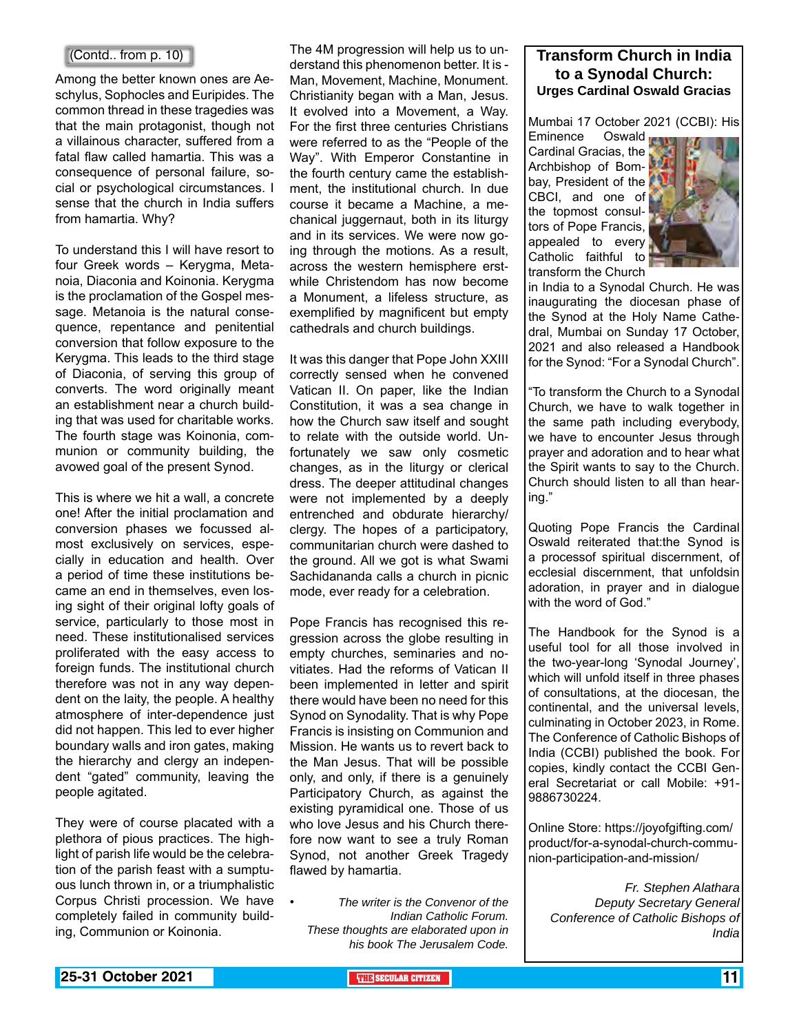(Contd.. from p. 10)

Among the better known ones are Aeschylus, Sophocles and Euripides. The common thread in these tragedies was that the main protagonist, though not a villainous character, suffered from a fatal flaw called hamartia. This was a consequence of personal failure, social or psychological circumstances. I sense that the church in India suffers from hamartia. Why?

To understand this I will have resort to four Greek words – Kerygma, Metanoia, Diaconia and Koinonia. Kerygma is the proclamation of the Gospel message. Metanoia is the natural consequence, repentance and penitential conversion that follow exposure to the Kerygma. This leads to the third stage of Diaconia, of serving this group of converts. The word originally meant an establishment near a church building that was used for charitable works. The fourth stage was Koinonia, communion or community building, the avowed goal of the present Synod.

This is where we hit a wall, a concrete one! After the initial proclamation and conversion phases we focussed almost exclusively on services, especially in education and health. Over a period of time these institutions became an end in themselves, even losing sight of their original lofty goals of service, particularly to those most in need. These institutionalised services proliferated with the easy access to foreign funds. The institutional church therefore was not in any way dependent on the laity, the people. A healthy atmosphere of inter-dependence just did not happen. This led to ever higher boundary walls and iron gates, making the hierarchy and clergy an independent "gated" community, leaving the people agitated.

They were of course placated with a plethora of pious practices. The highlight of parish life would be the celebration of the parish feast with a sumptuous lunch thrown in, or a triumphalistic Corpus Christi procession. We have completely failed in community building, Communion or Koinonia.

The 4M progression will help us to understand this phenomenon better. It is - Man, Movement, Machine, Monument. Christianity began with a Man, Jesus. It evolved into a Movement, a Way. For the first three centuries Christians were referred to as the "People of the Way". With Emperor Constantine in the fourth century came the establishment, the institutional church. In due course it became a Machine, a mechanical juggernaut, both in its liturgy and in its services. We were now going through the motions. As a result, across the western hemisphere erstwhile Christendom has now become a Monument, a lifeless structure, as exemplified by magnificent but empty cathedrals and church buildings.

It was this danger that Pope John XXIII correctly sensed when he convened Vatican II. On paper, like the Indian Constitution, it was a sea change in how the Church saw itself and sought to relate with the outside world. Unfortunately we saw only cosmetic changes, as in the liturgy or clerical dress. The deeper attitudinal changes were not implemented by a deeply entrenched and obdurate hierarchy/clergy. The hopes of a participatory, communitarian church were dashed to the ground. All we got is what Swami Sachidananda calls a church in picnic mode, ever ready for a celebration.

Pope Francis has recognised this regression across the globe resulting in empty churches, seminaries and novitiates. Had the reforms of Vatican II been implemented in letter and spirit there would have been no need for this Synod on Synodality. That is why Pope Francis is insisting on Communion and Mission. He wants us to revert back to the Man Jesus. That will be possible only, and only, if there is a genuinely Participatory Church, as against the existing pyramidical one. Those of us who love Jesus and his Church therefore now want to see a truly Roman Synod, not another Greek Tragedy flawed by hamartia.

- *The writer is the Convenor of the Indian Catholic Forum. These thoughts are elaborated upon in his book The Jerusalem Code.*

## Transform Church in India to a Synodal Church:

### Urges Cardinal Oswald Gracias

Mumbai 17 October 2021 (CCBI): His Eminence Oswald Cardinal Gracias, the Archbishop of Bombay, President of the CBCI, and one of the topmost consultors of Pope Francis, appealed to every Catholic faithful to transform the Church in India to a Synodal Church. He was inaugurating the diocesan phase of the Synod at the Holy Name Cathedral, Mumbai on Sunday 17 October, 2021 and also released a Handbook for the Synod: "For a Synodal Church".

"To transform the Church to a Synodal Church, we have to walk together in the same path including everybody, we have to encounter Jesus through prayer and adoration and to hear what the Spirit wants to say to the Church. Church should listen to all than hearing."

Quoting Pope Francis the Cardinal Oswald reiterated that:the Synod is a processof spiritual discernment, of ecclesial discernment, that unfoldsin adoration, in prayer and in dialogue with the word of God."

The Handbook for the Synod is a useful tool for all those involved in the two-year-long 'Synodal Journey', which will unfold itself in three phases of consultations, at the diocesan, the continental, and the universal levels, culminating in October 2023, in Rome. The Conference of Catholic Bishops of India (CCBI) published the book. For copies, kindly contact the CCBI General Secretariat or call Mobile: +91-9886730224.

Online Store: https://joyofgifting.com/product/for-a-synodal-church-communion-participation-and-mission/

*Fr. Stephen Alathara*
*Deputy Secretary General*
*Conference of Catholic Bishops of India*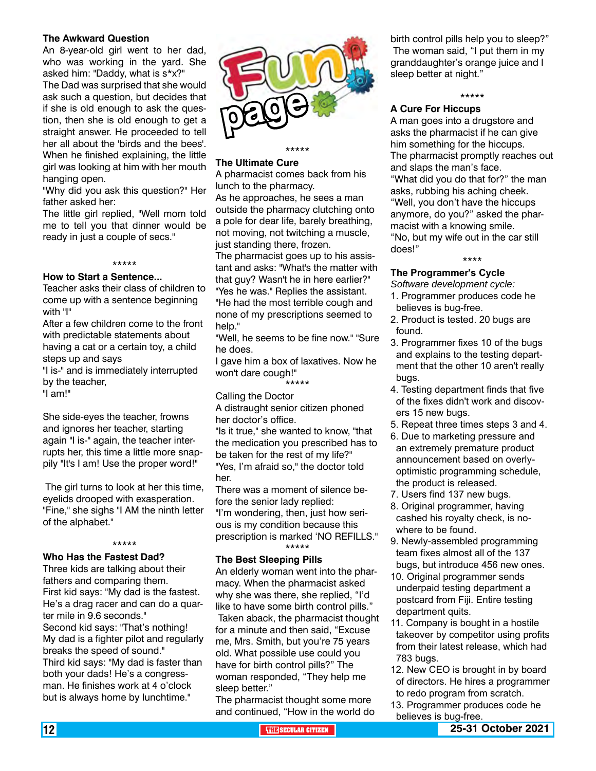### The Awkward Question

An 8-year-old girl went to her dad, who was working in the yard. She asked him: "Daddy, what is s*x?"

The Dad was surprised that she would ask such a question, but decides that if she is old enough to ask the question, then she is old enough to get a straight answer. He proceeded to tell her all about the 'birds and the bees'.

When he finished explaining, the little girl was looking at him with her mouth hanging open.

"Why did you ask this question?" Her father asked her:

The little girl replied, "Well mom told me to tell you that dinner would be ready in just a couple of secs."

*****

### How to Start a Sentence...

Teacher asks their class of children to come up with a sentence beginning with "I"

After a few children come to the front with predictable statements about having a cat or a certain toy, a child steps up and says

"I is-" and is immediately interrupted by the teacher,

"I am!"

She side-eyes the teacher, frowns and ignores her teacher, starting again "I is-" again, the teacher interrupts her, this time a little more snappily "It's I am! Use the proper word!"

The girl turns to look at her this time, eyelids drooped with exasperation. "Fine," she sighs "I AM the ninth letter of the alphabet."

*****

### Who Has the Fastest Dad?

Three kids are talking about their fathers and comparing them.

First kid says: "My dad is the fastest. He's a drag racer and can do a quarter mile in 9.6 seconds."

Second kid says: "That's nothing! My dad is a fighter pilot and regularly breaks the speed of sound."

Third kid says: "My dad is faster than both your dads! He's a congressman. He finishes work at 4 o'clock but is always home by lunchtime."

# Fun page

*****

### The Ultimate Cure

A pharmacist comes back from his lunch to the pharmacy.

As he approaches, he sees a man outside the pharmacy clutching onto a pole for dear life, barely breathing, not moving, not twitching a muscle, just standing there, frozen.

The pharmacist goes up to his assistant and asks: "What's the matter with that guy? Wasn't he in here earlier?"

"Yes he was." Replies the assistant. "He had the most terrible cough and none of my prescriptions seemed to help."

"Well, he seems to be fine now." "Sure he does.

I gave him a box of laxatives. Now he won't dare cough!"

*****

### Calling the Doctor

A distraught senior citizen phoned her doctor's office.

"Is it true," she wanted to know, "that the medication you prescribed has to be taken for the rest of my life?"

"Yes, I'm afraid so," the doctor told her.

There was a moment of silence before the senior lady replied:

"I'm wondering, then, just how serious is my condition because this prescription is marked 'NO REFILLS."

*****

### The Best Sleeping Pills

An elderly woman went into the pharmacy. When the pharmacist asked why she was there, she replied, "I'd like to have some birth control pills."

Taken aback, the pharmacist thought for a minute and then said, "Excuse me, Mrs. Smith, but you're 75 years old. What possible use could you have for birth control pills?" The woman responded, "They help me sleep better."

The pharmacist thought some more and continued, "How in the world do birth control pills help you to sleep?"

The woman said, "I put them in my granddaughter's orange juice and I sleep better at night."

*****

### A Cure For Hiccups

A man goes into a drugstore and asks the pharmacist if he can give him something for the hiccups.

The pharmacist promptly reaches out and slaps the man's face.

"What did you do that for?" the man asks, rubbing his aching cheek.

"Well, you don't have the hiccups anymore, do you?" asked the pharmacist with a knowing smile.

"No, but my wife out in the car still does!"

****

### The Programmer's Cycle

*Software development cycle:*

1. Programmer produces code he believes is bug-free.
2. Product is tested. 20 bugs are found.
3. Programmer fixes 10 of the bugs and explains to the testing department that the other 10 aren't really bugs.
4. Testing department finds that five of the fixes didn't work and discovers 15 new bugs.
5. Repeat three times steps 3 and 4.
6. Due to marketing pressure and an extremely premature product announcement based on overly-optimistic programming schedule, the product is released.
7. Users find 137 new bugs.
8. Original programmer, having cashed his royalty check, is nowhere to be found.
9. Newly-assembled programming team fixes almost all of the 137 bugs, but introduce 456 new ones.
10. Original programmer sends underpaid testing department a postcard from Fiji. Entire testing department quits.
11. Company is bought in a hostile takeover by competitor using profits from their latest release, which had 783 bugs.
12. New CEO is brought in by board of directors. He hires a programmer to redo program from scratch.
13. Programmer produces code he believes is bug-free.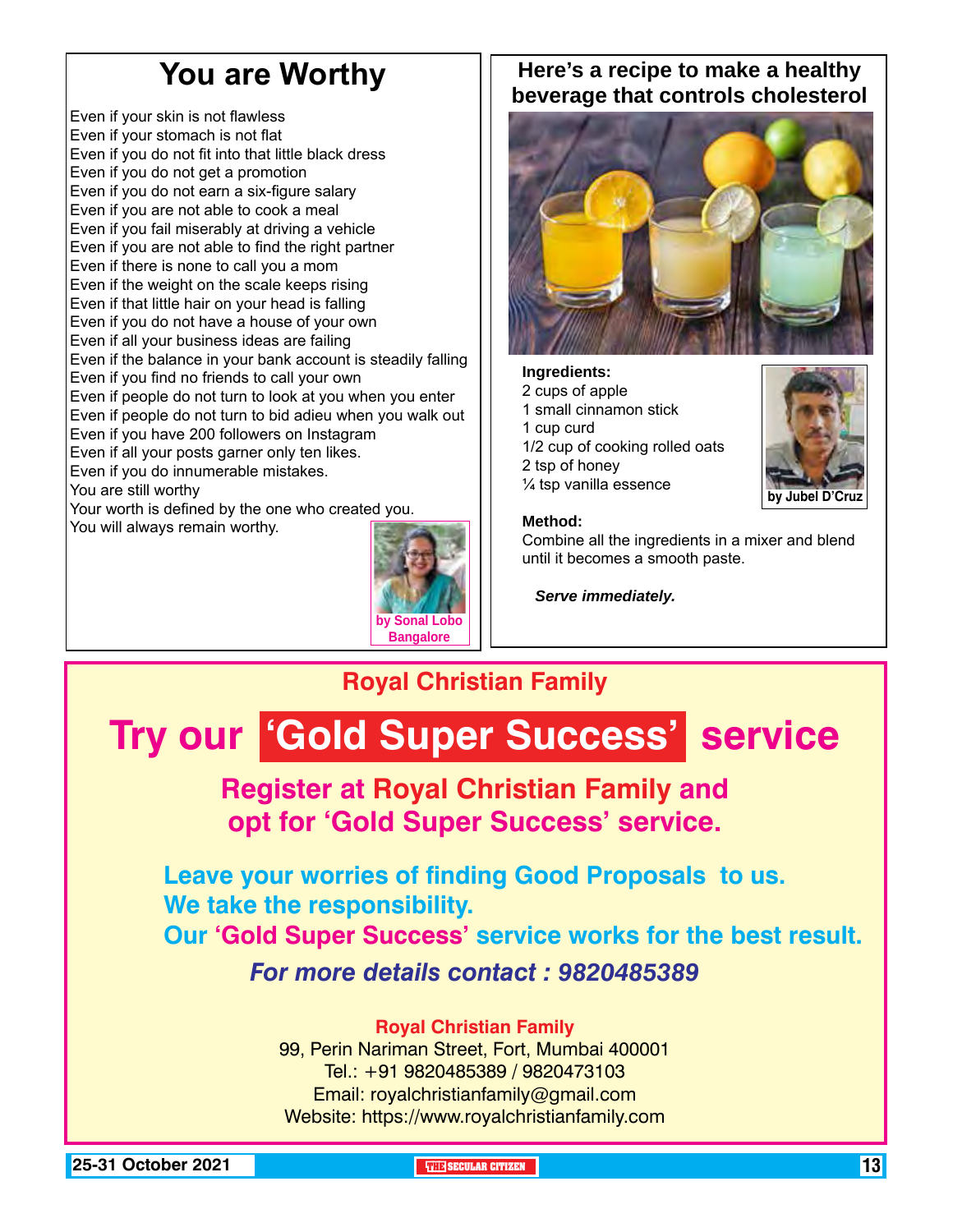# You are Worthy

Even if your skin is not flawless
Even if your stomach is not flat
Even if you do not fit into that little black dress
Even if you do not get a promotion
Even if you do not earn a six-figure salary
Even if you are not able to cook a meal
Even if you fail miserably at driving a vehicle
Even if you are not able to find the right partner
Even if there is none to call you a mom
Even if the weight on the scale keeps rising
Even if that little hair on your head is falling
Even if you do not have a house of your own
Even if all your business ideas are failing
Even if the balance in your bank account is steadily falling
Even if you find no friends to call your own
Even if people do not turn to look at you when you enter
Even if people do not turn to bid adieu when you walk out
Even if you have 200 followers on Instagram
Even if all your posts garner only ten likes.
Even if you do innumerable mistakes.
You are still worthy
Your worth is defined by the one who created you.
You will always remain worthy.

by Sonal Lobo
Bangalore

## Here's a recipe to make a healthy beverage that controls cholesterol

by Jubel D'Cruz

**Ingredients:**

2 cups of apple
1 small cinnamon stick
1 cup curd
1/2 cup of cooking rolled oats
2 tsp of honey
¼ tsp vanilla essence

**Method:**

Combine all the ingredients in a mixer and blend until it becomes a smooth paste.

***Serve immediately.***

## Royal Christian Family

# Try our 'Gold Super Success' service

**Register at Royal Christian Family and opt for 'Gold Super Success' service.**

**Leave your worries of finding Good Proposals to us.**
**We take the responsibility.**
**Our 'Gold Super Success' service works for the best result.**

***For more details contact : 9820485389***

**Royal Christian Family**
99, Perin Nariman Street, Fort, Mumbai 400001
Tel.: +91 9820485389 / 9820473103
Email: royalchristianfamily@gmail.com
Website: https://www.royalchristianfamily.com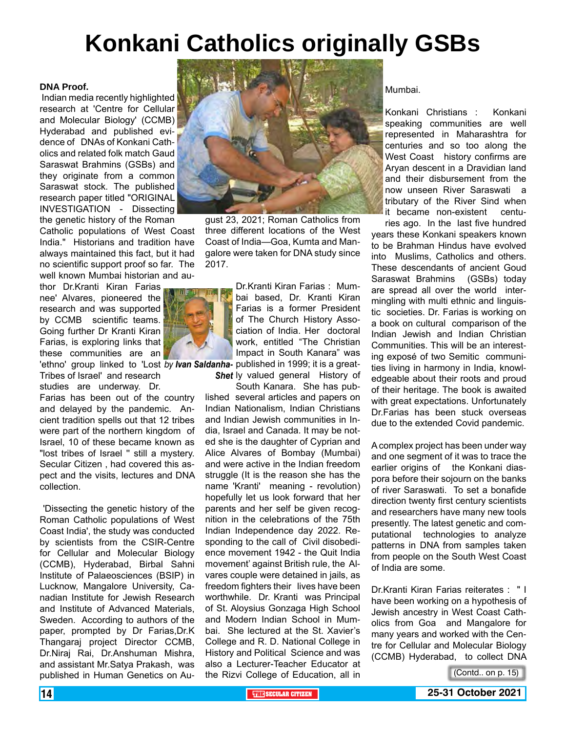# Konkani Catholics originally GSBs

*by Ivan Saldanha-Shet*

**DNA Proof.**

Indian media recently highlighted research at 'Centre for Cellular and Molecular Biology' (CCMB) Hyderabad and published evidence of DNAs of Konkani Catholics and related folk match Gaud Saraswat Brahmins (GSBs) and they originate from a common Saraswat stock. The published research paper titled "ORIGINAL INVESTIGATION - Dissecting the genetic history of the Roman Catholic populations of West Coast India." Historians and tradition have always maintained this fact, but it had no scientific support proof so far. The well known Mumbai historian and author Dr.Kranti Kiran Farias nee' Alvares, pioneered the research and was supported by CCMB scientific teams. Going further Dr Kranti Kiran Farias, is exploring links that these communities are an 'ethno' group linked to 'Lost Tribes of Israel' and research studies are underway. Dr. Farias has been out of the country and delayed by the pandemic. Ancient tradition spells out that 12 tribes were part of the northern kingdom of Israel, 10 of these became known as "lost tribes of Israel " still a mystery. Secular Citizen , had covered this aspect and the visits, lectures and DNA collection.

'Dissecting the genetic history of the Roman Catholic populations of West Coast India', the study was conducted by scientists from the CSIR-Centre for Cellular and Molecular Biology (CCMB), Hyderabad, Birbal Sahni Institute of Palaeosciences (BSIP) in Lucknow, Mangalore University, Canadian Institute for Jewish Research and Institute of Advanced Materials, Sweden. According to authors of the paper, prompted by Dr Farias,Dr.K Thangaraj project Director CCMB, Dr.Niraj Rai, Dr.Anshuman Mishra, and assistant Mr.Satya Prakash, was published in Human Genetics on August 23, 2021; Roman Catholics from three different locations of the West Coast of India—Goa, Kumta and Mangalore were taken for DNA study since 2017.

Dr.Kranti Kiran Farias : Mumbai based, Dr. Kranti Kiran Farias is a former President of The Church History Association of India. Her doctoral work, entitled "The Christian Impact in South Kanara" was published in 1999; it is a greatly valued general History of South Kanara. She has published several articles and papers on Indian Nationalism, Indian Christians and Indian Jewish communities in India, Israel and Canada. It may be noted she is the daughter of Cyprian and Alice Alvares of Bombay (Mumbai) and were active in the Indian freedom struggle (It is the reason she has the name 'Kranti' meaning - revolution) hopefully let us look forward that her parents and her self be given recognition in the celebrations of the 75th Indian Independence day 2022. Responding to the call of Civil disobedience movement 1942 - the Quit India movement' against British rule, the Alvares couple were detained in jails, as freedom fighters their lives have been worthwhile. Dr. Kranti was Principal of St. Aloysius Gonzaga High School and Modern Indian School in Mumbai. She lectured at the St. Xavier's College and R. D. National College in History and Political Science and was also a Lecturer-Teacher Educator at the Rizvi College of Education, all in Mumbai.

Konkani Christians : Konkani speaking communities are well represented in Maharashtra for centuries and so too along the West Coast history confirms are Aryan descent in a Dravidian land and their disbursement from the now unseen River Saraswati a tributary of the River Sind when it became non-existent centuries ago. In the last five hundred years these Konkani speakers known to be Brahman Hindus have evolved into Muslims, Catholics and others. These descendants of ancient Goud Saraswat Brahmins (GSBs) today are spread all over the world intermingling with multi ethnic and linguistic societies. Dr. Farias is working on a book on cultural comparison of the Indian Jewish and Indian Christian Communities. This will be an interesting exposé of two Semitic communities living in harmony in India, knowledgeable about their roots and proud of their heritage. The book is awaited with great expectations. Unfortunately Dr.Farias has been stuck overseas due to the extended Covid pandemic.

A complex project has been under way and one segment of it was to trace the earlier origins of the Konkani diaspora before their sojourn on the banks of river Saraswati. To set a bonafide direction twenty first century scientists and researchers have many new tools presently. The latest genetic and computational technologies to analyze patterns in DNA from samples taken from people on the South West Coast of India are some.

Dr.Kranti Kiran Farias reiterates : " I have been working on a hypothesis of Jewish ancestry in West Coast Catholics from Goa and Mangalore for many years and worked with the Centre for Cellular and Molecular Biology (CCMB) Hyderabad, to collect DNA

(Contd.. on p. 15)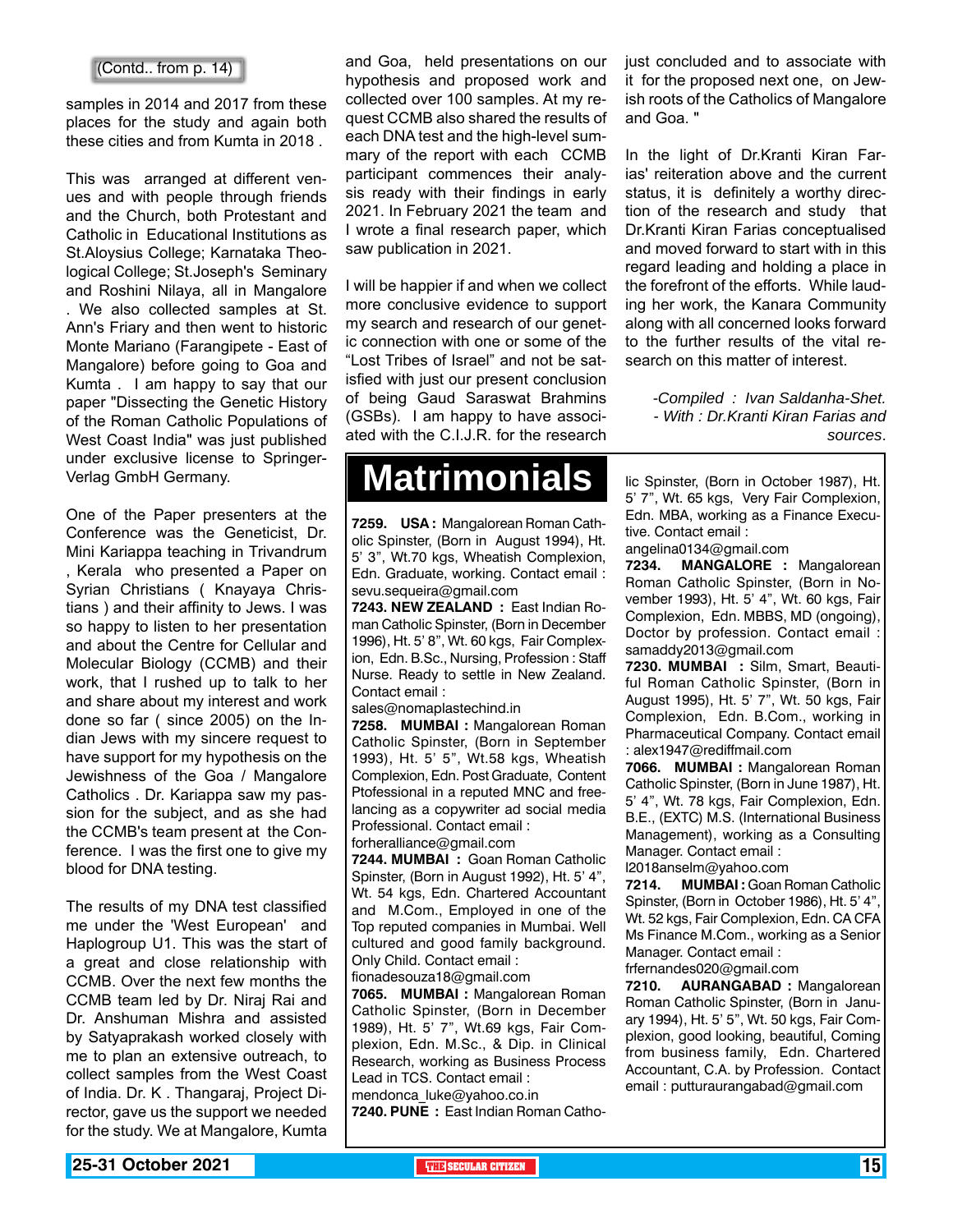(Contd.. from p. 14)

samples in 2014 and 2017 from these places for the study and again both these cities and from Kumta in 2018 .

This was arranged at different venues and with people through friends and the Church, both Protestant and Catholic in Educational Institutions as St.Aloysius College; Karnataka Theological College; St.Joseph's Seminary and Roshini Nilaya, all in Mangalore . We also collected samples at St. Ann's Friary and then went to historic Monte Mariano (Farangipete - East of Mangalore) before going to Goa and Kumta . I am happy to say that our paper "Dissecting the Genetic History of the Roman Catholic Populations of West Coast India" was just published under exclusive license to Springer-Verlag GmbH Germany.

One of the Paper presenters at the Conference was the Geneticist, Dr. Mini Kariappa teaching in Trivandrum , Kerala who presented a Paper on Syrian Christians ( Knayaya Christians ) and their affinity to Jews. I was so happy to listen to her presentation and about the Centre for Cellular and Molecular Biology (CCMB) and their work, that I rushed up to talk to her and share about my interest and work done so far ( since 2005) on the Indian Jews with my sincere request to have support for my hypothesis on the Jewishness of the Goa / Mangalore Catholics . Dr. Kariappa saw my passion for the subject, and as she had the CCMB's team present at the Conference. I was the first one to give my blood for DNA testing.

The results of my DNA test classified me under the 'West European' and Haplogroup U1. This was the start of a great and close relationship with CCMB. Over the next few months the CCMB team led by Dr. Niraj Rai and Dr. Anshuman Mishra and assisted by Satyaprakash worked closely with me to plan an extensive outreach, to collect samples from the West Coast of India. Dr. K . Thangaraj, Project Director, gave us the support we needed for the study. We at Mangalore, Kumta and Goa, held presentations on our hypothesis and proposed work and collected over 100 samples. At my request CCMB also shared the results of each DNA test and the high-level summary of the report with each CCMB participant commences their analysis ready with their findings in early 2021. In February 2021 the team and I wrote a final research paper, which saw publication in 2021.

I will be happier if and when we collect more conclusive evidence to support my search and research of our genetic connection with one or some of the "Lost Tribes of Israel" and not be satisfied with just our present conclusion of being Gaud Saraswat Brahmins (GSBs). I am happy to have associated with the C.I.J.R. for the research just concluded and to associate with it for the proposed next one, on Jewish roots of the Catholics of Mangalore and Goa. "

In the light of Dr.Kranti Kiran Farias' reiteration above and the current status, it is definitely a worthy direction of the research and study that Dr.Kranti Kiran Farias conceptualised and moved forward to start with in this regard leading and holding a place in the forefront of the efforts. While lauding her work, the Kanara Community along with all concerned looks forward to the further results of the vital research on this matter of interest.

*-Compiled : Ivan Saldanha-Shet.*
*- With : Dr.Kranti Kiran Farias and sources.*

# Matrimonials

**7259. USA :** Mangalorean Roman Catholic Spinster, (Born in August 1994), Ht. 5' 3", Wt.70 kgs, Wheatish Complexion, Edn. Graduate, working. Contact email : sevu.sequeira@gmail.com

**7243. NEW ZEALAND :** East Indian Roman Catholic Spinster, (Born in December 1996), Ht. 5' 8", Wt. 60 kgs, Fair Complexion, Edn. B.Sc., Nursing, Profession : Staff Nurse. Ready to settle in New Zealand. Contact email : sales@nomaplastechind.in

**7258. MUMBAI :** Mangalorean Roman Catholic Spinster, (Born in September 1993), Ht. 5' 5", Wt.58 kgs, Wheatish Complexion, Edn. Post Graduate, Content Ptofessional in a reputed MNC and freelancing as a copywriter ad social media Professional. Contact email : forheralliance@gmail.com

**7244. MUMBAI :** Goan Roman Catholic Spinster, (Born in August 1992), Ht. 5' 4", Wt. 54 kgs, Edn. Chartered Accountant and M.Com., Employed in one of the Top reputed companies in Mumbai. Well cultured and good family background. Only Child. Contact email : fionadesouza18@gmail.com

**7065. MUMBAI :** Mangalorean Roman Catholic Spinster, (Born in December 1989), Ht. 5' 7", Wt.69 kgs, Fair Complexion, Edn. M.Sc., & Dip. in Clinical Research, working as Business Process Lead in TCS. Contact email : mendonca_luke@yahoo.co.in

**7240. PUNE :** East Indian Roman Catholic Spinster, (Born in October 1987), Ht. 5' 7", Wt. 65 kgs, Very Fair Complexion, Edn. MBA, working as a Finance Executive. Contact email : angelina0134@gmail.com

**7234. MANGALORE :** Mangalorean Roman Catholic Spinster, (Born in November 1993), Ht. 5' 4", Wt. 60 kgs, Fair Complexion, Edn. MBBS, MD (ongoing), Doctor by profession. Contact email : samaddy2013@gmail.com

**7230. MUMBAI :** Silm, Smart, Beautiful Roman Catholic Spinster, (Born in August 1995), Ht. 5' 7", Wt. 50 kgs, Fair Complexion, Edn. B.Com., working in Pharmaceutical Company. Contact email : alex1947@rediffmail.com

**7066. MUMBAI :** Mangalorean Roman Catholic Spinster, (Born in June 1987), Ht. 5' 4", Wt. 78 kgs, Fair Complexion, Edn. B.E., (EXTC) M.S. (International Business Management), working as a Consulting Manager. Contact email : l2018anselm@yahoo.com

**7214. MUMBAI :** Goan Roman Catholic Spinster, (Born in October 1986), Ht. 5' 4", Wt. 52 kgs, Fair Complexion, Edn. CA CFA Ms Finance M.Com., working as a Senior Manager. Contact email : frfernandes020@gmail.com

**7210. AURANGABAD :** Mangalorean Roman Catholic Spinster, (Born in January 1994), Ht. 5' 5", Wt. 50 kgs, Fair Complexion, good looking, beautiful, Coming from business family, Edn. Chartered Accountant, C.A. by Profession. Contact email : putturaurangabad@gmail.com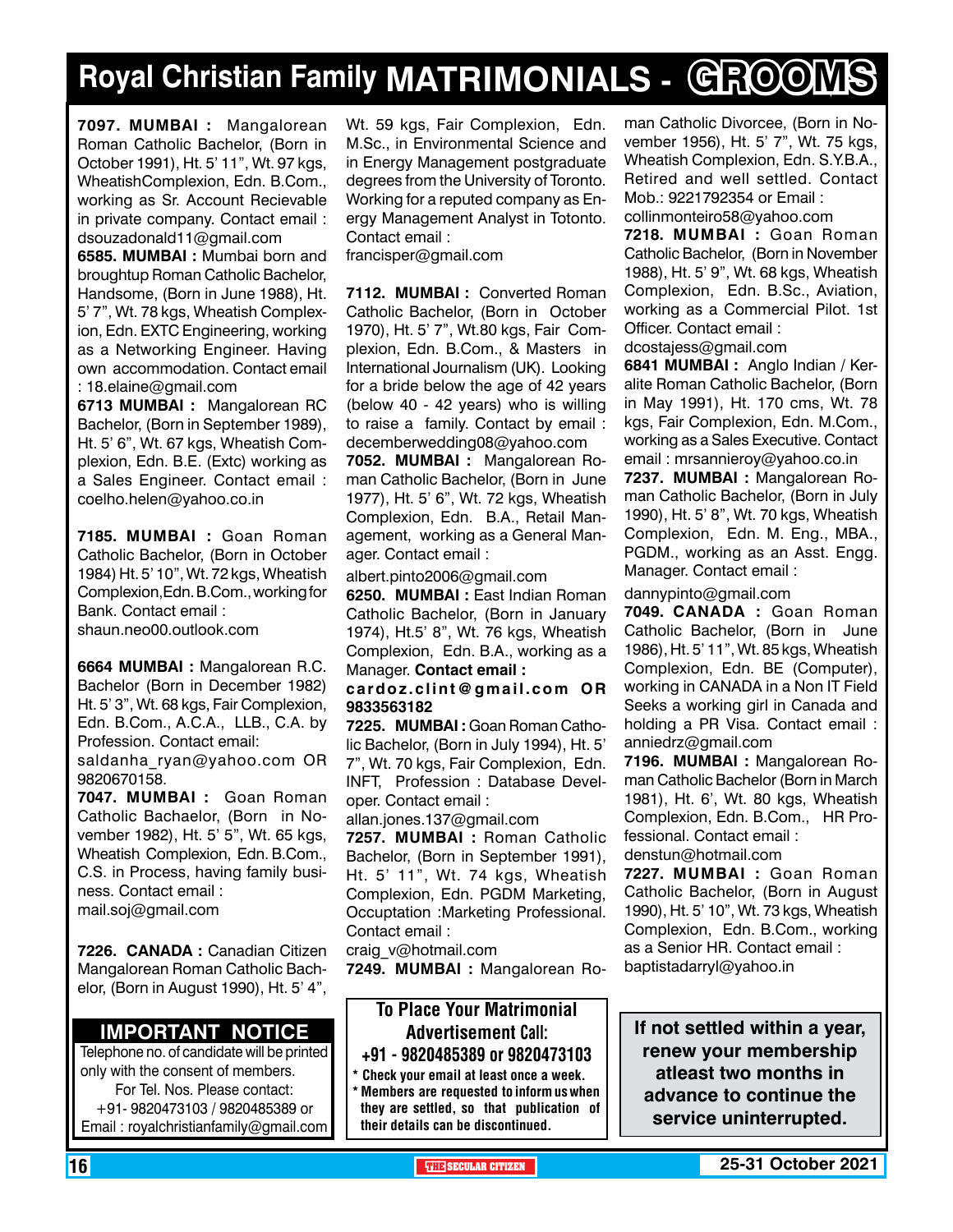# Royal Christian Family MATRIMONIALS - GROOMS

**7097. MUMBAI :** Mangalorean Roman Catholic Bachelor, (Born in October 1991), Ht. 5' 11", Wt. 97 kgs, WheatishComplexion, Edn. B.Com., working as Sr. Account Recievable in private company. Contact email : dsouzadonald11@gmail.com

**6585. MUMBAI :** Mumbai born and broughtup Roman Catholic Bachelor, Handsome, (Born in June 1988), Ht. 5' 7", Wt. 78 kgs, Wheatish Complexion, Edn. EXTC Engineering, working as a Networking Engineer. Having own accommodation. Contact email : 18.elaine@gmail.com

**6713 MUMBAI :** Mangalorean RC Bachelor, (Born in September 1989), Ht. 5' 6", Wt. 67 kgs, Wheatish Complexion, Edn. B.E. (Extc) working as a Sales Engineer. Contact email : coelho.helen@yahoo.co.in

**7185. MUMBAI :** Goan Roman Catholic Bachelor, (Born in October 1984) Ht. 5' 10", Wt. 72 kgs, Wheatish Complexion, Edn. B.Com., working for Bank. Contact email : shaun.neo00.outlook.com

**6664 MUMBAI :** Mangalorean R.C. Bachelor (Born in December 1982) Ht. 5' 3", Wt. 68 kgs, Fair Complexion, Edn. B.Com., A.C.A., LLB., C.A. by Profession. Contact email: saldanha_ryan@yahoo.com OR 9820670158.

**7047. MUMBAI :** Goan Roman Catholic Bachaelor, (Born in November 1982), Ht. 5' 5", Wt. 65 kgs, Wheatish Complexion, Edn. B.Com., C.S. in Process, having family business. Contact email : mail.soj@gmail.com

**7226. CANADA :** Canadian Citizen Mangalorean Roman Catholic Bachelor, (Born in August 1990), Ht. 5' 4", Wt. 59 kgs, Fair Complexion, Edn. M.Sc., in Environmental Science and in Energy Management postgraduate degrees from the University of Toronto. Working for a reputed company as Energy Management Analyst in Totonto. Contact email : francisper@gmail.com

**7112. MUMBAI :** Converted Roman Catholic Bachelor, (Born in October 1970), Ht. 5' 7", Wt.80 kgs, Fair Complexion, Edn. B.Com., & Masters in International Journalism (UK). Looking for a bride below the age of 42 years (below 40 - 42 years) who is willing to raise a family. Contact by email : decemberwedding08@yahoo.com

**7052. MUMBAI :** Mangalorean Roman Catholic Bachelor, (Born in June 1977), Ht. 5' 6", Wt. 72 kgs, Wheatish Complexion, Edn. B.A., Retail Management, working as a General Manager. Contact email : albert.pinto2006@gmail.com

**6250. MUMBAI :** East Indian Roman Catholic Bachelor, (Born in January 1974), Ht.5' 8", Wt. 76 kgs, Wheatish Complexion, Edn. B.A., working as a Manager. **Contact email : cardoz.clint@gmail.com OR 9833563182**

**7225. MUMBAI :** Goan Roman Catholic Bachelor, (Born in July 1994), Ht. 5' 7", Wt. 70 kgs, Fair Complexion, Edn. INFT, Profession : Database Developer. Contact email : allan.jones.137@gmail.com

**7257. MUMBAI :** Roman Catholic Bachelor, (Born in September 1991), Ht. 5' 11", Wt. 74 kgs, Wheatish Complexion, Edn. PGDM Marketing, Occuptation :Marketing Professional. Contact email : craig_v@hotmail.com

**7249. MUMBAI :** Mangalorean Roman Catholic Divorcee, (Born in November 1956), Ht. 5' 7", Wt. 75 kgs, Wheatish Complexion, Edn. S.Y.B.A., Retired and well settled. Contact Mob.: 9221792354 or Email : collinmonteiro58@yahoo.com

**7218. MUMBAI :** Goan Roman Catholic Bachelor, (Born in November 1988), Ht. 5' 9", Wt. 68 kgs, Wheatish Complexion, Edn. B.Sc., Aviation, working as a Commercial Pilot. 1st Officer. Contact email : dcostajess@gmail.com

**6841 MUMBAI :** Anglo Indian / Keralite Roman Catholic Bachelor, (Born in May 1991), Ht. 170 cms, Wt. 78 kgs, Fair Complexion, Edn. M.Com., working as a Sales Executive. Contact email : mrsannieroy@yahoo.co.in

**7237. MUMBAI :** Mangalorean Roman Catholic Bachelor, (Born in July 1990), Ht. 5' 8", Wt. 70 kgs, Wheatish Complexion, Edn. M. Eng., MBA., PGDM., working as an Asst. Engg. Manager. Contact email : dannypinto@gmail.com

**7049. CANADA :** Goan Roman Catholic Bachelor, (Born in June 1986), Ht. 5' 11", Wt. 85 kgs, Wheatish Complexion, Edn. BE (Computer), working in CANADA in a Non IT Field Seeks a working girl in Canada and holding a PR Visa. Contact email : anniedrz@gmail.com

**7196. MUMBAI :** Mangalorean Roman Catholic Bachelor (Born in March 1981), Ht. 6', Wt. 80 kgs, Wheatish Complexion, Edn. B.Com., HR Professional. Contact email : denstun@hotmail.com

**7227. MUMBAI :** Goan Roman Catholic Bachelor, (Born in August 1990), Ht. 5' 10", Wt. 73 kgs, Wheatish Complexion, Edn. B.Com., working as a Senior HR. Contact email : baptistadarryl@yahoo.in

## IMPORTANT NOTICE

Telephone no. of candidate will be printed only with the consent of members.
For Tel. Nos. Please contact:
+91- 9820473103 / 9820485389 or
Email : royalchristianfamily@gmail.com

**To Place Your Matrimonial Advertisement Call:**
**+91 - 9820485389 or 9820473103**

- **Check your email at least once a week.**
- **Members are requested to inform us when they are settled, so that publication of their details can be discontinued.**

**If not settled within a year, renew your membership atleast two months in advance to continue the service uninterrupted.**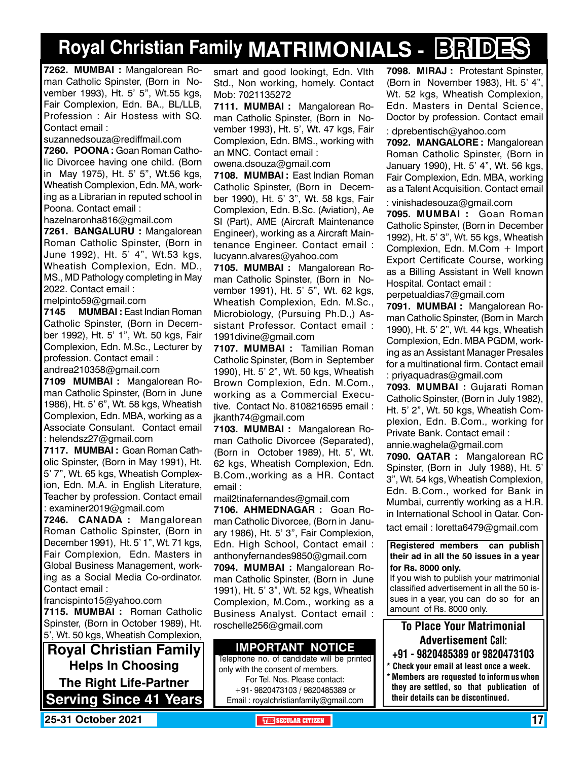# Royal Christian Family MATRIMONIALS - BRIDES

**7262. MUMBAI :** Mangalorean Roman Catholic Spinster, (Born in November 1993), Ht. 5' 5", Wt.55 kgs, Fair Complexion, Edn. BA., BL/LLB, Profession : Air Hostess with SQ. Contact email : suzannedsouza@rediffmail.com

**7260. POONA :** Goan Roman Catholic Divorcee having one child. (Born in May 1975), Ht. 5' 5", Wt.56 kgs, Wheatish Complexion, Edn. MA, working as a Librarian in reputed school in Poona. Contact email : hazelnaronha816@gmail.com

**7261. BANGALURU :** Mangalorean Roman Catholic Spinster, (Born in June 1992), Ht. 5' 4", Wt.53 kgs, Wheatish Complexion, Edn. MD., MS., MD Pathology completing in May 2022. Contact email : melpinto59@gmail.com

**7145 MUMBAI :** East Indian Roman Catholic Spinster, (Born in December 1992), Ht. 5' 1", Wt. 50 kgs, Fair Complexion, Edn. M.Sc., Lecturer by profession. Contact email : andrea210358@gmail.com

**7109 MUMBAI :** Mangalorean Roman Catholic Spinster, (Born in June 1986), Ht. 5' 6", Wt. 58 kgs, Wheatish Complexion, Edn. MBA, working as a Associate Consulant. Contact email : helendsz27@gmail.com

**7117. MUMBAI :** Goan Roman Catholic Spinster, (Born in May 1991), Ht. 5' 7", Wt. 65 kgs, Wheatish Complexion, Edn. M.A. in English Literature, Teacher by profession. Contact email : examiner2019@gmail.com

**7246. CANADA :** Mangalorean Roman Catholic Spinster, (Born in December 1991), Ht. 5' 1", Wt. 71 kgs, Fair Complexion, Edn. Masters in Global Business Management, working as a Social Media Co-ordinator. Contact email : francispinto15@yahoo.com

**7115. MUMBAI :** Roman Catholic Spinster, (Born in October 1989), Ht. 5', Wt. 50 kgs, Wheatish Complexion, smart and good lookingt, Edn. VIth Std., Non working, homely. Contact Mob: 7021135272

**7111. MUMBAI :** Mangalorean Roman Catholic Spinster, (Born in November 1993), Ht. 5', Wt. 47 kgs, Fair Complexion, Edn. BMS., working with an MNC. Contact email : owena.dsouza@gmail.com

**7108. MUMBAI :** East Indian Roman Catholic Spinster, (Born in December 1990), Ht. 5' 3", Wt. 58 kgs, Fair Complexion, Edn. B.Sc. (Aviation), Ae SI (Part), AME (Aircraft Maintenance Engineer), working as a Aircraft Maintenance Engineer. Contact email : lucyann.alvares@yahoo.com

**7105. MUMBAI :** Mangalorean Roman Catholic Spinster, (Born in November 1991), Ht. 5' 5", Wt. 62 kgs, Wheatish Complexion, Edn. M.Sc., Microbiology, (Pursuing Ph.D.,) Assistant Professor. Contact email : 1991divine@gmail.com

**7107. MUMBAI :** Tamilian Roman Catholic Spinster, (Born in September 1990), Ht. 5' 2", Wt. 50 kgs, Wheatish Brown Complexion, Edn. M.Com., working as a Commercial Executive. Contact No. 8108216595 email : jkanth74@gmail.com

**7103. MUMBAI :** Mangalorean Roman Catholic Divorcee (Separated), (Born in October 1989), Ht. 5', Wt. 62 kgs, Wheatish Complexion, Edn. B.Com.,working as a HR. Contact email : mail2tinafernandes@gmail.com

**7106. AHMEDNAGAR :** Goan Roman Catholic Divorcee, (Born in January 1986), Ht. 5' 3", Fair Complexion, Edn. High School, Contact email : anthonyfernandes9850@gmail.com

**7094. MUMBAI :** Mangalorean Roman Catholic Spinster, (Born in June 1991), Ht. 5' 3", Wt. 52 kgs, Wheatish Complexion, M.Com., working as a Business Analyst. Contact email : roschelle256@gmail.com

**7098. MIRAJ :** Protestant Spinster, (Born in November 1983), Ht. 5' 4", Wt. 52 kgs, Wheatish Complexion, Edn. Masters in Dental Science, Doctor by profession. Contact email : dprebentisch@yahoo.com

**7092. MANGALORE :** Mangalorean Roman Catholic Spinster, (Born in January 1990), Ht. 5' 4", Wt. 56 kgs, Fair Complexion, Edn. MBA, working as a Talent Acquisition. Contact email : vinishadesouza@gmail.com

**7095. MUMBAI :** Goan Roman Catholic Spinster, (Born in December 1992), Ht. 5' 3", Wt. 55 kgs, Wheatish Complexion, Edn. M.Com + Import Export Certificate Course, working as a Billing Assistant in Well known Hospital. Contact email : perpetualdias7@gmail.com

**7091. MUMBAI :** Mangalorean Roman Catholic Spinster, (Born in March 1990), Ht. 5' 2", Wt. 44 kgs, Wheatish Complexion, Edn. MBA PGDM, working as an Assistant Manager Presales for a multinational firm. Contact email : priyaquadras@gmail.com

**7093. MUMBAI :** Gujarati Roman Catholic Spinster, (Born in July 1982), Ht. 5' 2", Wt. 50 kgs, Wheatish Complexion, Edn. B.Com., working for Private Bank. Contact email : annie.waghela@gmail.com

**7090. QATAR :** Mangalorean RC Spinster, (Born in July 1988), Ht. 5' 3", Wt. 54 kgs, Wheatish Complexion, Edn. B.Com., worked for Bank in Mumbai, currently working as a H.R. in International School in Qatar. Contact email : loretta6479@gmail.com

**Registered members can publish their ad in all the 50 issues in a year for Rs. 8000 only.**

If you wish to publish your matrimonial classified advertisement in all the 50 issues in a year, you can do so for an amount of Rs. 8000 only.

**Royal Christian Family Helps In Choosing The Right Life-Partner**

**Serving Since 41 Years**

## IMPORTANT NOTICE

Telephone no. of candidate will be printed only with the consent of members.
For Tel. Nos. Please contact:
+91- 9820473103 / 9820485389 or
Email : royalchristianfamily@gmail.com

**To Place Your Matrimonial Advertisement Call: +91 - 9820485389 or 9820473103**

- **Check your email at least once a week.**
- **Members are requested to inform us when they are settled, so that publication of their details can be discontinued.**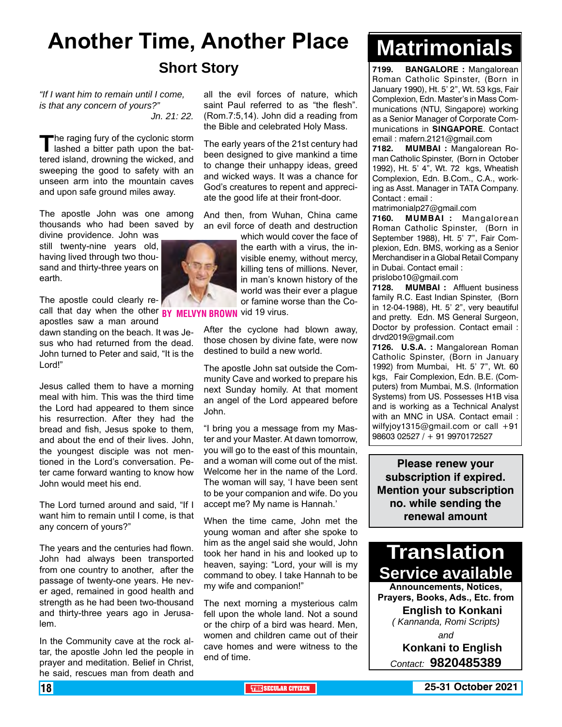# Another Time, Another Place

## Short Story

*"If I want him to remain until I come, is that any concern of yours?"*
*Jn. 21: 22.*

**BY MELVYN BROWN**

The raging fury of the cyclonic storm lashed a bitter path upon the battered island, drowning the wicked, and sweeping the good to safety with an unseen arm into the mountain caves and upon safe ground miles away.

The apostle John was one among thousands who had been saved by divine providence. John was still twenty-nine years old, having lived through two thousand and thirty-three years on earth.

The apostle could clearly recall that day when the other apostles saw a man around dawn standing on the beach. It was Jesus who had returned from the dead. John turned to Peter and said, "It is the Lord!"

Jesus called them to have a morning meal with him. This was the third time the Lord had appeared to them since his resurrection. After they had the bread and fish, Jesus spoke to them, and about the end of their lives. John, the youngest disciple was not mentioned in the Lord's conversation. Peter came forward wanting to know how John would meet his end.

The Lord turned around and said, "If I want him to remain until I come, is that any concern of yours?"

The years and the centuries had flown. John had always been transported from one country to another, after the passage of twenty-one years. He never aged, remained in good health and strength as he had been two-thousand and thirty-three years ago in Jerusalem.

In the Community cave at the rock altar, the apostle John led the people in prayer and meditation. Belief in Christ, he said, rescues man from death and all the evil forces of nature, which saint Paul referred to as "the flesh". (Rom.7:5,14). John did a reading from the Bible and celebrated Holy Mass.

The early years of the 21st century had been designed to give mankind a time to change their unhappy ideas, greed and wicked ways. It was a chance for God's creatures to repent and appreciate the good life at their front-door.

And then, from Wuhan, China came an evil force of death and destruction which would cover the face of the earth with a virus, the invisible enemy, without mercy, killing tens of millions. Never, in man's known history of the world was their ever a plague or famine worse than the Covid 19 virus.

After the cyclone had blown away, those chosen by divine fate, were now destined to build a new world.

The apostle John sat outside the Community Cave and worked to prepare his next Sunday homily. At that moment an angel of the Lord appeared before John.

"I bring you a message from my Master and your Master. At dawn tomorrow, you will go to the east of this mountain, and a woman will come out of the mist. Welcome her in the name of the Lord. The woman will say, 'I have been sent to be your companion and wife. Do you accept me? My name is Hannah.'

When the time came, John met the young woman and after she spoke to him as the angel said she would, John took her hand in his and looked up to heaven, saying: "Lord, your will is my command to obey. I take Hannah to be my wife and companion!"

The next morning a mysterious calm fell upon the whole land. Not a sound or the chirp of a bird was heard. Men, women and children came out of their cave homes and were witness to the end of time.

# Matrimonials

**7199. BANGALORE :** Mangalorean Roman Catholic Spinster, (Born in January 1990), Ht. 5' 2", Wt. 53 kgs, Fair Complexion, Edn. Master's in Mass Communications (NTU, Singapore) working as a Senior Manager of Corporate Communications in **SINGAPORE**. Contact email : mafern.2121@gmail.com

**7182. MUMBAI :** Mangalorean Roman Catholic Spinster, (Born in October 1992), Ht. 5' 4", Wt. 72 kgs, Wheatish Complexion, Edn. B.Com., C.A., working as Asst. Manager in TATA Company. Contact : email : matrimonialp27@gmail.com

**7160. MUMBAI :** Mangalorean Roman Catholic Spinster, (Born in September 1988), Ht. 5' 7", Fair Complexion, Edn. BMS, working as a Senior Merchandiser in a Global Retail Company in Dubai. Contact email : prislobo10@gmail.com

**7128. MUMBAI :** Affluent business family R.C. East Indian Spinster, (Born in 12-04-1988), Ht. 5' 2", very beautiful and pretty. Edn. MS General Surgeon, Doctor by profession. Contact email : drvd2019@gmail.com

**7126. U.S.A. :** Mangalorean Roman Catholic Spinster, (Born in January 1992) from Mumbai, Ht. 5' 7", Wt. 60 kgs, Fair Complexion, Edn. B.E. (Computers) from Mumbai, M.S. (Information Systems) from US. Possesses H1B visa and is working as a Technical Analyst with an MNC in USA. Contact email : wilfyjoy1315@gmail.com or call +91 98603 02527 / + 91 9970172527

**Please renew your subscription if expired. Mention your subscription no. while sending the renewal amount**

# Translation Service available

**Announcements, Notices, Prayers, Books, Ads., Etc. from**

**English to Konkani**
*( Kannanda, Romi Scripts)*
*and*
**Konkani to English**

*Contact:* **9820485389**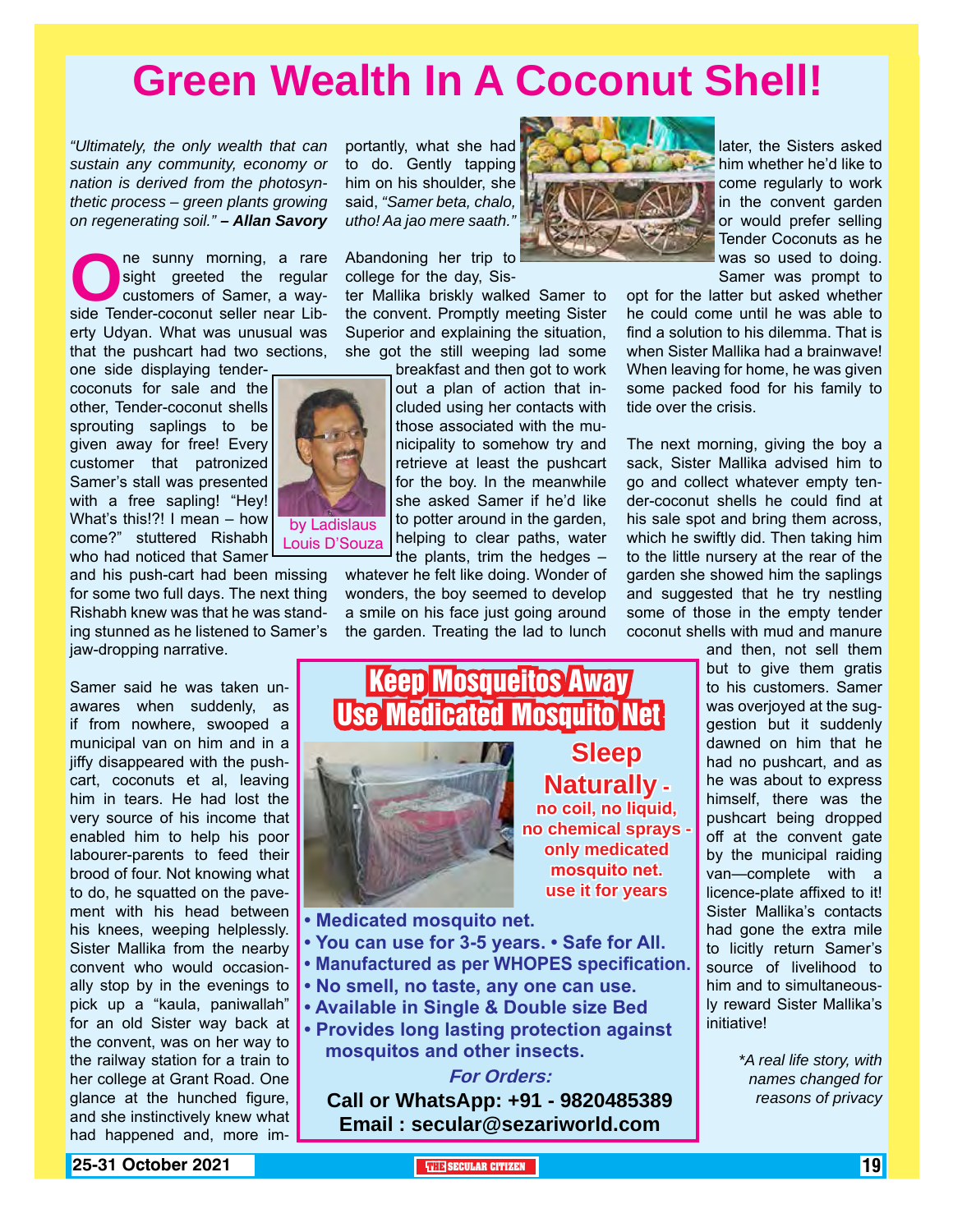# Green Wealth In A Coconut Shell!

*"Ultimately, the only wealth that can sustain any community, economy or nation is derived from the photosynthetic process – green plants growing on regenerating soil."* **– Allan Savory**

by Ladislaus Louis D'Souza

One sunny morning, a rare sight greeted the regular customers of Samer, a wayside Tender-coconut seller near Liberty Udyan. What was unusual was that the pushcart had two sections, one side displaying tender-coconuts for sale and the other, Tender-coconut shells sprouting saplings to be given away for free! Every customer that patronized Samer's stall was presented with a free sapling! "Hey! What's this?! I mean – how come?" stuttered Rishabh who had noticed that Samer and his push-cart had been missing for some two full days. The next thing Rishabh knew was that he was standing stunned as he listened to Samer's jaw-dropping narrative.

Samer said he was taken unawares when suddenly, as if from nowhere, swooped a municipal van on him and in a jiffy disappeared with the pushcart, coconuts et al, leaving him in tears. He had lost the very source of his income that enabled him to help his poor labourer-parents to feed their brood of four. Not knowing what to do, he squatted on the pavement with his head between his knees, weeping helplessly. Sister Mallika from the nearby convent who would occasionally stop by in the evenings to pick up a "kaula, paniwallah" for an old Sister way back at the convent, was on her way to the railway station for a train to her college at Grant Road. One glance at the hunched figure, and she instinctively knew what had happened and, more importantly, what she had to do. Gently tapping him on his shoulder, she said, *"Samer beta, chalo, utho! Aa jao mere saath."*

Abandoning her trip to college for the day, Sister Mallika briskly walked Samer to the convent. Promptly meeting Sister Superior and explaining the situation, she got the still weeping lad some breakfast and then got to work out a plan of action that included using her contacts with those associated with the municipality to somehow try and retrieve at least the pushcart for the boy. In the meanwhile she asked Samer if he'd like to potter around in the garden, helping to clear paths, water the plants, trim the hedges – whatever he felt like doing. Wonder of wonders, the boy seemed to develop a smile on his face just going around the garden. Treating the lad to lunch later, the Sisters asked him whether he'd like to come regularly to work in the convent garden or would prefer selling Tender Coconuts as he was so used to doing. Samer was prompt to opt for the latter but asked whether he could come until he was able to find a solution to his dilemma. That is when Sister Mallika had a brainwave! When leaving for home, he was given some packed food for his family to tide over the crisis.

The next morning, giving the boy a sack, Sister Mallika advised him to go and collect whatever empty tender-coconut shells he could find at his sale spot and bring them across, which he swiftly did. Then taking him to the little nursery at the rear of the garden she showed him the saplings and suggested that he try nestling some of those in the empty tender coconut shells with mud and manure and then, not sell them but to give them gratis to his customers. Samer was overjoyed at the suggestion but it suddenly dawned on him that he had no pushcart, and as he was about to express himself, there was the pushcart being dropped off at the convent gate by the municipal raiding van—complete with a licence-plate affixed to it! Sister Mallika's contacts had gone the extra mile to licitly return Samer's source of livelihood to him and to simultaneously reward Sister Mallika's initiative!

*\*A real life story, with names changed for reasons of privacy*

---

## Keep Mosqueitos Away
## Use Medicated Mosquito Net

**Sleep Naturally -**
**no coil, no liquid, no chemical sprays - only medicated mosquito net. use it for years**

- **Medicated mosquito net.**
- **You can use for 3-5 years.** • **Safe for All.**
- **Manufactured as per WHOPES specification.**
- **No smell, no taste, any one can use.**
- **Available in Single & Double size Bed**
- **Provides long lasting protection against mosquitos and other insects.**

***For Orders:***

**Call or WhatsApp: +91 - 9820485389**
**Email : secular@sezariworld.com**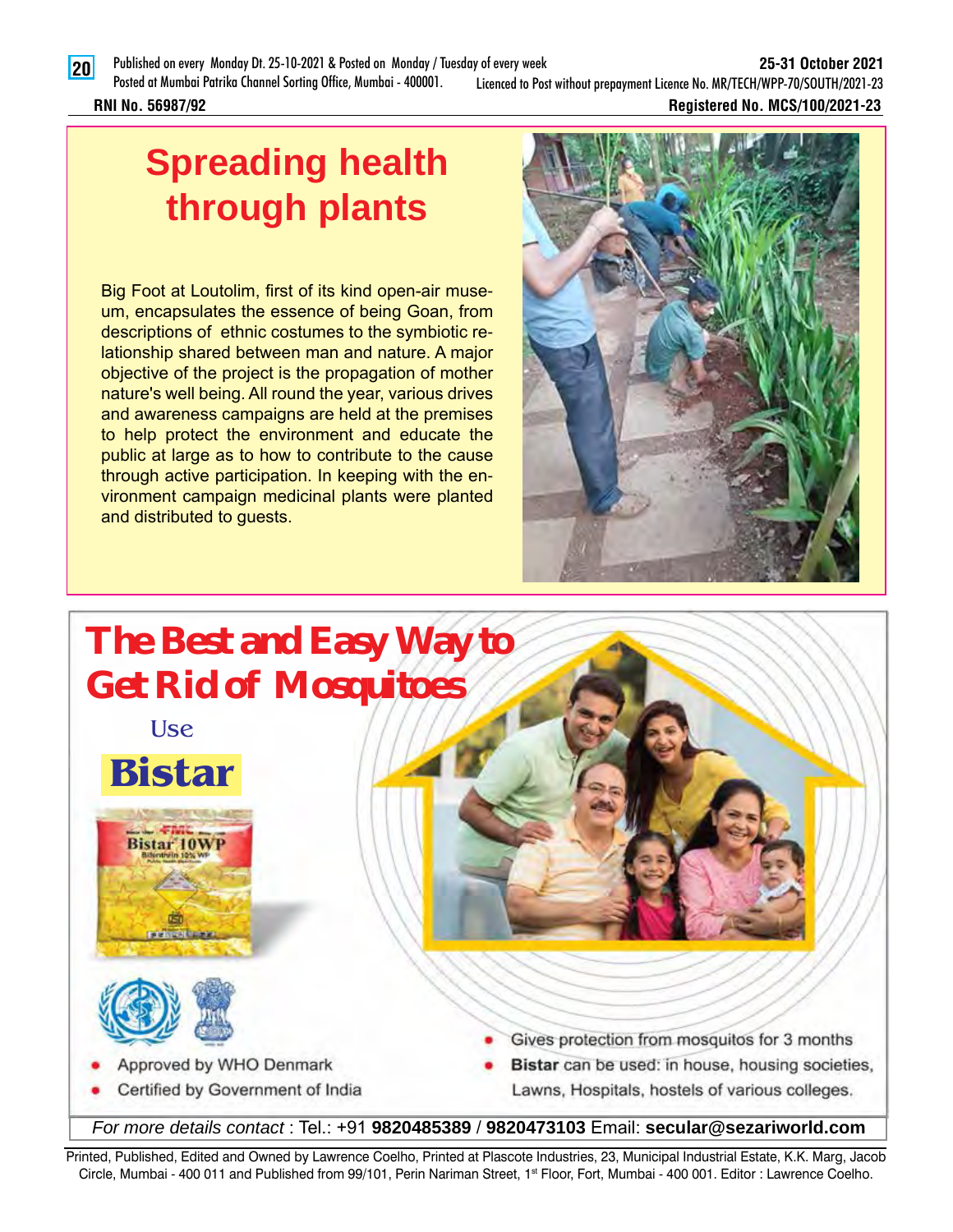# Spreading health through plants

Big Foot at Loutolim, first of its kind open-air museum, encapsulates the essence of being Goan, from descriptions of ethnic costumes to the symbiotic relationship shared between man and nature. A major objective of the project is the propagation of mother nature's well being. All round the year, various drives and awareness campaigns are held at the premises to help protect the environment and educate the public at large as to how to contribute to the cause through active participation. In keeping with the environment campaign medicinal plants were planted and distributed to guests.

# The Best and Easy Way to Get Rid of Mosquitoes

Use

**Bistar**

- Approved by WHO Denmark
- Certified by Government of India
- Gives protection from mosquitos for 3 months
- **Bistar** can be used: in house, housing societies, Lawns, Hospitals, hostels of various colleges.

*For more details contact* : Tel.: +91 **9820485389** / **9820473103** Email: **secular@sezariworld.com**

Printed, Published, Edited and Owned by Lawrence Coelho, Printed at Plascote Industries, 23, Municipal Industrial Estate, K.K. Marg, Jacob Circle, Mumbai - 400 011 and Published from 99/101, Perin Nariman Street, 1st Floor, Fort, Mumbai - 400 001. Editor : Lawrence Coelho.